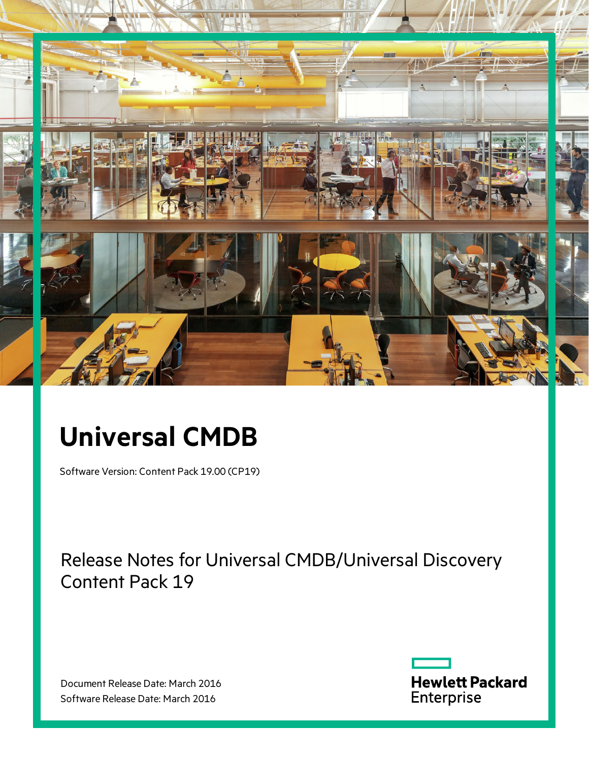# Universal CMDB

Software Version: Content Pack 19.00 (CP19)

## Release Notes for Universal CMDB/Universal Discovery Content Pack 19

Document Release Date: March 2016
Software Release Date: March 2016

Hewlett Packard Enterprise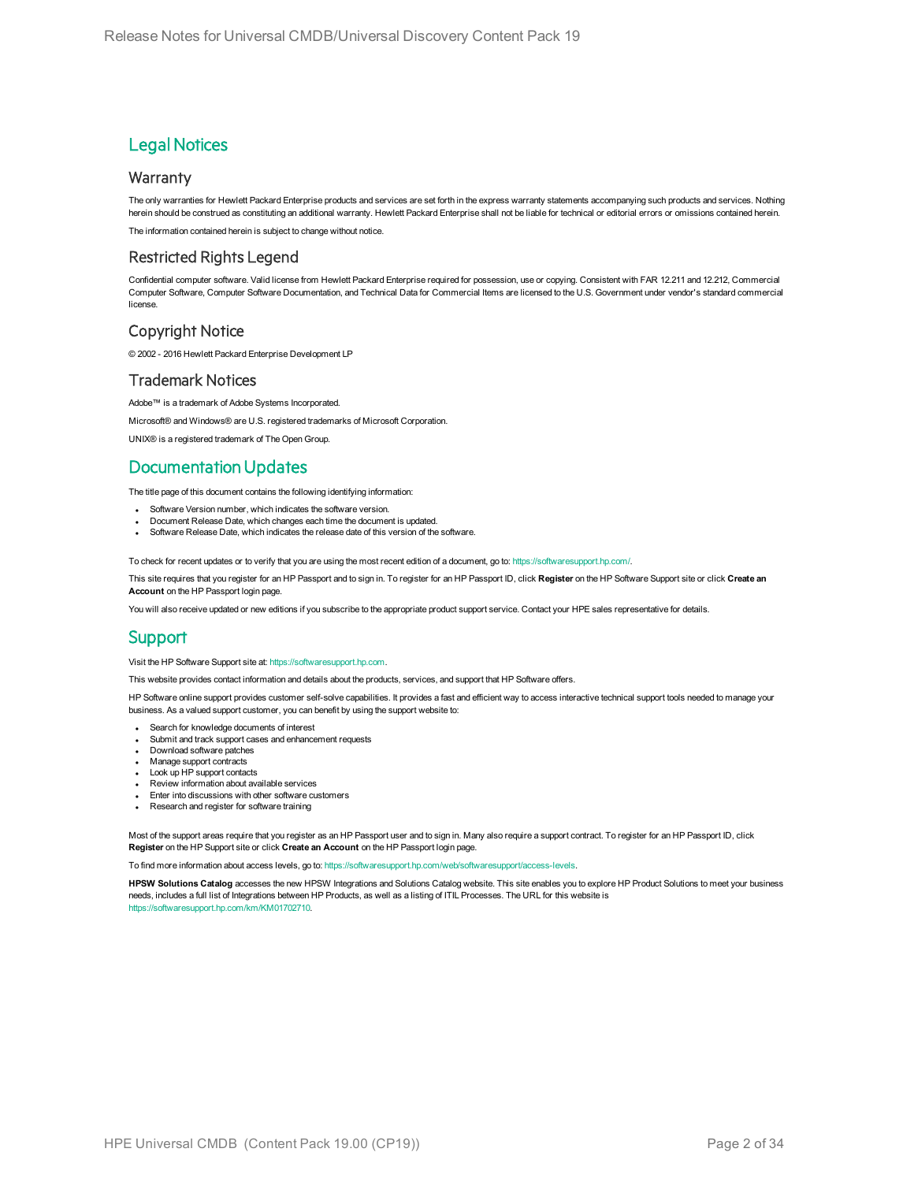# Legal Notices

## Warranty

The only warranties for Hewlett Packard Enterprise products and services are set forth in the express warranty statements accompanying such products and services. Nothing herein should be construed as constituting an additional warranty. Hewlett Packard Enterprise shall not be liable for technical or editorial errors or omissions contained herein.

The information contained herein is subject to change without notice.

## Restricted Rights Legend

Confidential computer software. Valid license from Hewlett Packard Enterprise required for possession, use or copying. Consistent with FAR 12.211 and 12.212, Commercial Computer Software, Computer Software Documentation, and Technical Data for Commercial Items are licensed to the U.S. Government under vendor's standard commercial license.

## Copyright Notice

© 2002 - 2016 Hewlett Packard Enterprise Development LP

## Trademark Notices

Adobe™ is a trademark of Adobe Systems Incorporated.

Microsoft® and Windows® are U.S. registered trademarks of Microsoft Corporation.

UNIX® is a registered trademark of The Open Group.

# Documentation Updates

The title page of this document contains the following identifying information:

- Software Version number, which indicates the software version.
- Document Release Date, which changes each time the document is updated.
- Software Release Date, which indicates the release date of this version of the software.

To check for recent updates or to verify that you are using the most recent edition of a document, go to: https://softwaresupport.hp.com/.

This site requires that you register for an HP Passport and to sign in. To register for an HP Passport ID, click **Register** on the HP Software Support site or click **Create an Account** on the HP Passport login page.

You will also receive updated or new editions if you subscribe to the appropriate product support service. Contact your HPE sales representative for details.

# Support

Visit the HP Software Support site at: https://softwaresupport.hp.com.

This website provides contact information and details about the products, services, and support that HP Software offers.

HP Software online support provides customer self-solve capabilities. It provides a fast and efficient way to access interactive technical support tools needed to manage your business. As a valued support customer, you can benefit by using the support website to:

- Search for knowledge documents of interest
- Submit and track support cases and enhancement requests
- Download software patches
- Manage support contracts
- Look up HP support contacts
- Review information about available services
- Enter into discussions with other software customers
- Research and register for software training

Most of the support areas require that you register as an HP Passport user and to sign in. Many also require a support contract. To register for an HP Passport ID, click **Register** on the HP Support site or click **Create an Account** on the HP Passport login page.

To find more information about access levels, go to: https://softwaresupport.hp.com/web/softwaresupport/access-levels.

**HPSW Solutions Catalog** accesses the new HPSW Integrations and Solutions Catalog website. This site enables you to explore HP Product Solutions to meet your business needs, includes a full list of Integrations between HP Products, as well as a listing of ITIL Processes. The URL for this website is https://softwaresupport.hp.com/km/KM01702710.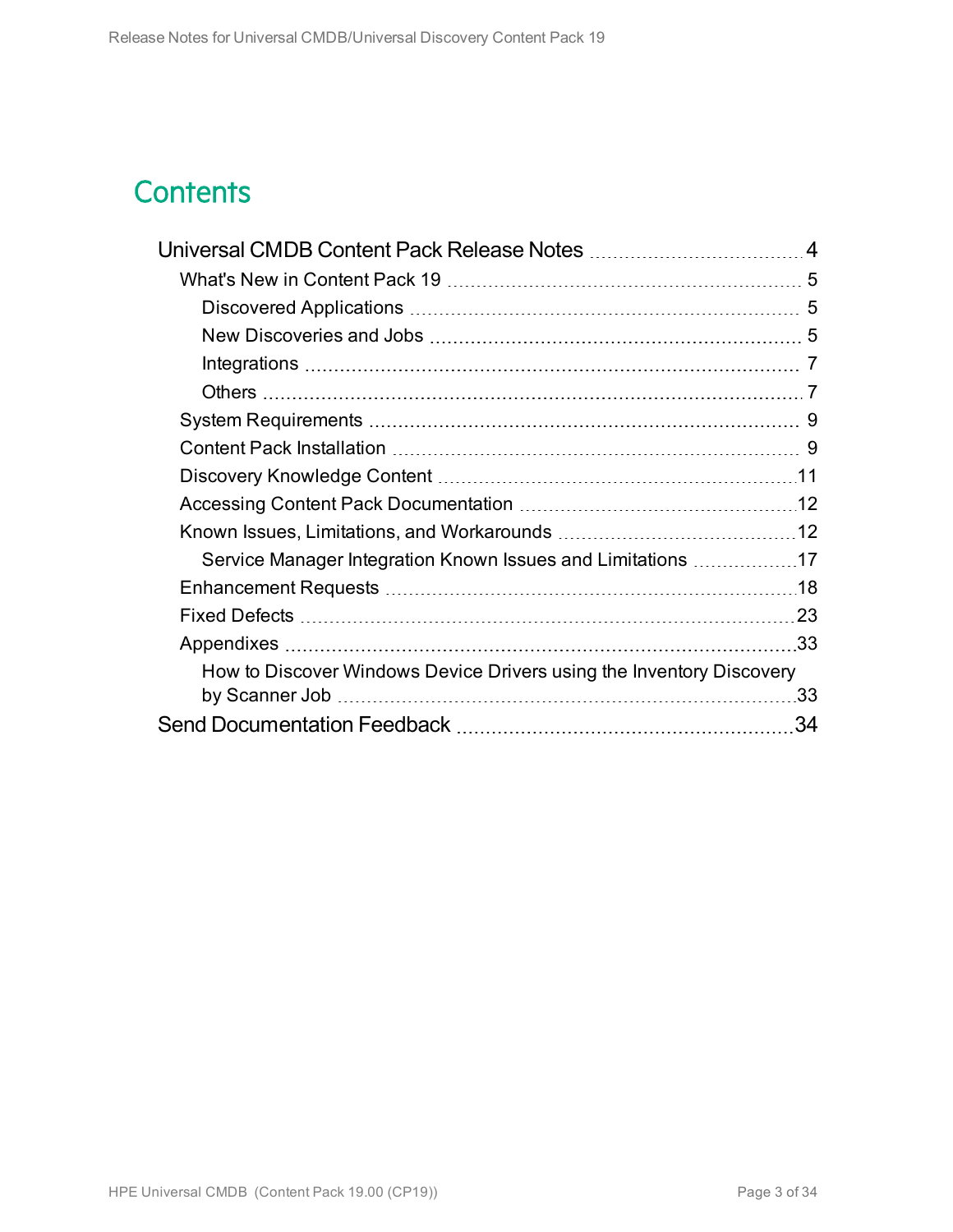# Contents

- Universal CMDB Content Pack Release Notes ..... 4
  - What's New in Content Pack 19 ..... 5
    - Discovered Applications ..... 5
    - New Discoveries and Jobs ..... 5
    - Integrations ..... 7
    - Others ..... 7
  - System Requirements ..... 9
  - Content Pack Installation ..... 9
  - Discovery Knowledge Content ..... 11
  - Accessing Content Pack Documentation ..... 12
  - Known Issues, Limitations, and Workarounds ..... 12
    - Service Manager Integration Known Issues and Limitations ..... 17
  - Enhancement Requests ..... 18
  - Fixed Defects ..... 23
  - Appendixes ..... 33
    - How to Discover Windows Device Drivers using the Inventory Discovery by Scanner Job ..... 33
- Send Documentation Feedback ..... 34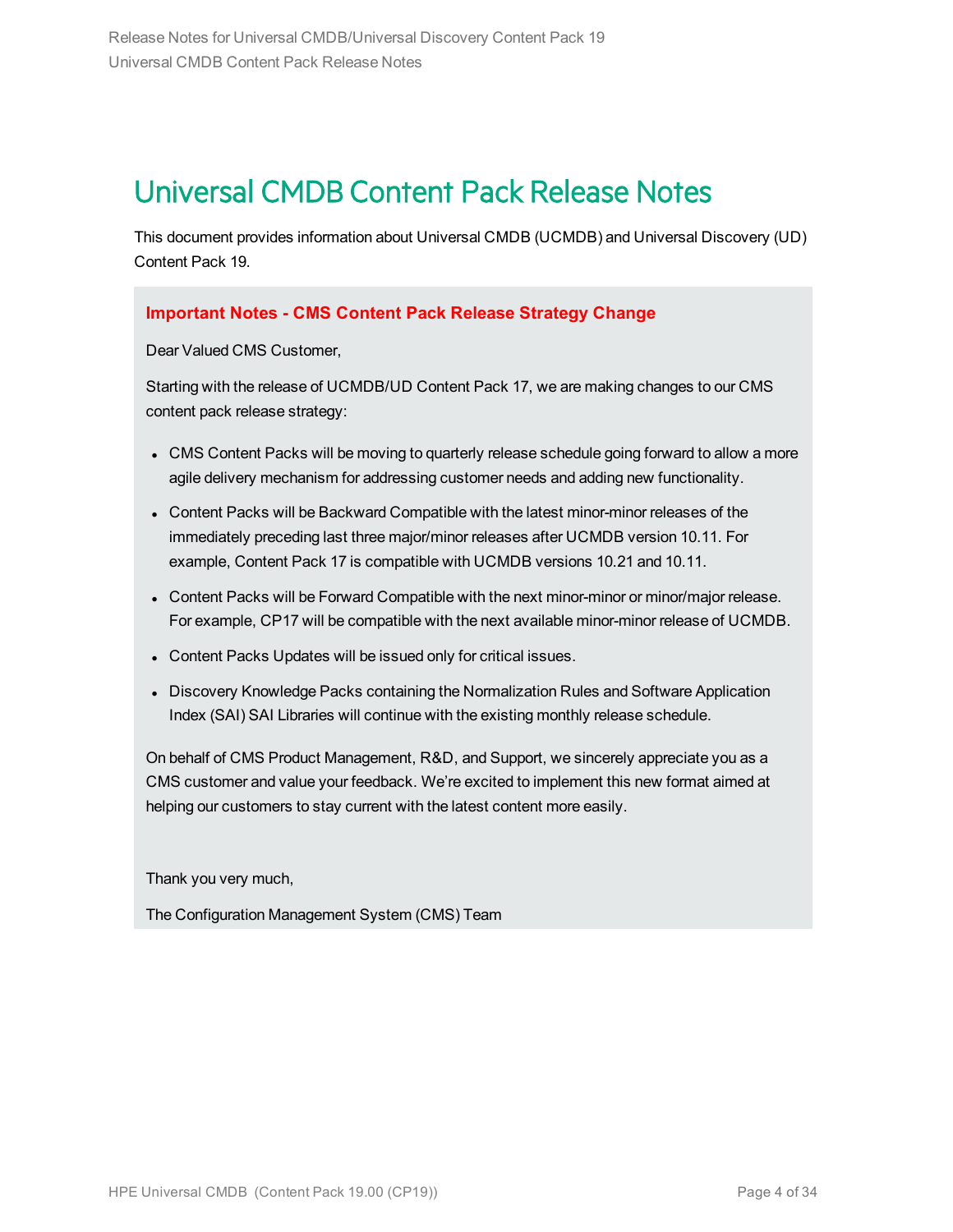# Universal CMDB Content Pack Release Notes

This document provides information about Universal CMDB (UCMDB) and Universal Discovery (UD) Content Pack 19.

**Important Notes - CMS Content Pack Release Strategy Change**

Dear Valued CMS Customer,

Starting with the release of UCMDB/UD Content Pack 17, we are making changes to our CMS content pack release strategy:

- CMS Content Packs will be moving to quarterly release schedule going forward to allow a more agile delivery mechanism for addressing customer needs and adding new functionality.
- Content Packs will be Backward Compatible with the latest minor-minor releases of the immediately preceding last three major/minor releases after UCMDB version 10.11. For example, Content Pack 17 is compatible with UCMDB versions 10.21 and 10.11.
- Content Packs will be Forward Compatible with the next minor-minor or minor/major release. For example, CP17 will be compatible with the next available minor-minor release of UCMDB.
- Content Packs Updates will be issued only for critical issues.
- Discovery Knowledge Packs containing the Normalization Rules and Software Application Index (SAI) SAI Libraries will continue with the existing monthly release schedule.

On behalf of CMS Product Management, R&D, and Support, we sincerely appreciate you as a CMS customer and value your feedback. We're excited to implement this new format aimed at helping our customers to stay current with the latest content more easily.

Thank you very much,

The Configuration Management System (CMS) Team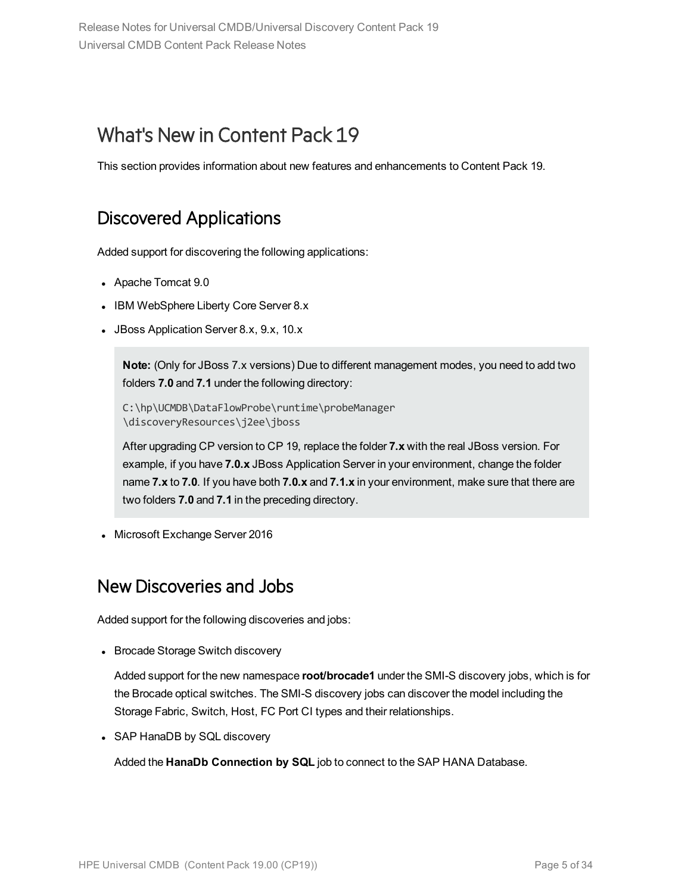# What's New in Content Pack 19

This section provides information about new features and enhancements to Content Pack 19.

## Discovered Applications

Added support for discovering the following applications:

- Apache Tomcat 9.0
- IBM WebSphere Liberty Core Server 8.x
- JBoss Application Server 8.x, 9.x, 10.x

  > **Note:** (Only for JBoss 7.x versions) Due to different management modes, you need to add two folders **7.0** and **7.1** under the following directory:
  >
  > ```
  > C:\hp\UCMDB\DataFlowProbe\runtime\probeManager
  > \discoveryResources\j2ee\jboss
  > ```
  >
  > After upgrading CP version to CP 19, replace the folder **7.x** with the real JBoss version. For example, if you have **7.0.x** JBoss Application Server in your environment, change the folder name **7.x** to **7.0**. If you have both **7.0.x** and **7.1.x** in your environment, make sure that there are two folders **7.0** and **7.1** in the preceding directory.

- Microsoft Exchange Server 2016

## New Discoveries and Jobs

Added support for the following discoveries and jobs:

- Brocade Storage Switch discovery

  Added support for the new namespace **root/brocade1** under the SMI-S discovery jobs, which is for the Brocade optical switches. The SMI-S discovery jobs can discover the model including the Storage Fabric, Switch, Host, FC Port CI types and their relationships.

- SAP HanaDB by SQL discovery

  Added the **HanaDb Connection by SQL** job to connect to the SAP HANA Database.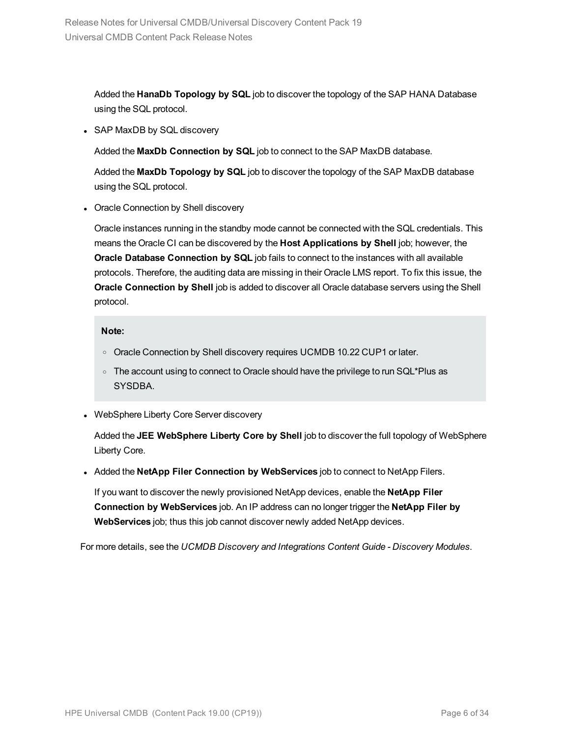Added the **HanaDb Topology by SQL** job to discover the topology of the SAP HANA Database using the SQL protocol.

- SAP MaxDB by SQL discovery

  Added the **MaxDb Connection by SQL** job to connect to the SAP MaxDB database.

  Added the **MaxDb Topology by SQL** job to discover the topology of the SAP MaxDB database using the SQL protocol.

- Oracle Connection by Shell discovery

  Oracle instances running in the standby mode cannot be connected with the SQL credentials. This means the Oracle CI can be discovered by the **Host Applications by Shell** job; however, the **Oracle Database Connection by SQL** job fails to connect to the instances with all available protocols. Therefore, the auditing data are missing in their Oracle LMS report. To fix this issue, the **Oracle Connection by Shell** job is added to discover all Oracle database servers using the Shell protocol.

  > **Note:**
  >
  > - Oracle Connection by Shell discovery requires UCMDB 10.22 CUP1 or later.
  > - The account using to connect to Oracle should have the privilege to run SQL*Plus as SYSDBA.

- WebSphere Liberty Core Server discovery

  Added the **JEE WebSphere Liberty Core by Shell** job to discover the full topology of WebSphere Liberty Core.

- Added the **NetApp Filer Connection by WebServices** job to connect to NetApp Filers.

  If you want to discover the newly provisioned NetApp devices, enable the **NetApp Filer Connection by WebServices** job. An IP address can no longer trigger the **NetApp Filer by WebServices** job; thus this job cannot discover newly added NetApp devices.

For more details, see the *UCMDB Discovery and Integrations Content Guide - Discovery Modules*.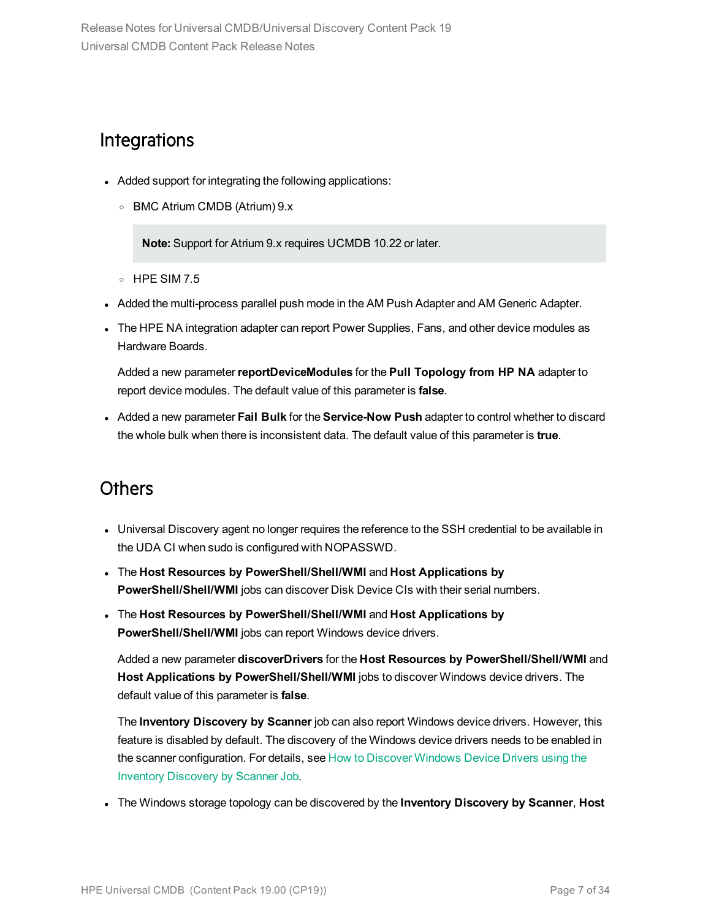## Integrations

- Added support for integrating the following applications:
  - BMC Atrium CMDB (Atrium) 9.x

    **Note:** Support for Atrium 9.x requires UCMDB 10.22 or later.

  - HPE SIM 7.5
- Added the multi-process parallel push mode in the AM Push Adapter and AM Generic Adapter.
- The HPE NA integration adapter can report Power Supplies, Fans, and other device modules as Hardware Boards.

  Added a new parameter **reportDeviceModules** for the **Pull Topology from HP NA** adapter to report device modules. The default value of this parameter is **false**.

- Added a new parameter **Fail Bulk** for the **Service-Now Push** adapter to control whether to discard the whole bulk when there is inconsistent data. The default value of this parameter is **true**.

## Others

- Universal Discovery agent no longer requires the reference to the SSH credential to be available in the UDA CI when sudo is configured with NOPASSWD.
- The **Host Resources by PowerShell/Shell/WMI** and **Host Applications by PowerShell/Shell/WMI** jobs can discover Disk Device CIs with their serial numbers.
- The **Host Resources by PowerShell/Shell/WMI** and **Host Applications by PowerShell/Shell/WMI** jobs can report Windows device drivers.

  Added a new parameter **discoverDrivers** for the **Host Resources by PowerShell/Shell/WMI** and **Host Applications by PowerShell/Shell/WMI** jobs to discover Windows device drivers. The default value of this parameter is **false**.

  The **Inventory Discovery by Scanner** job can also report Windows device drivers. However, this feature is disabled by default. The discovery of the Windows device drivers needs to be enabled in the scanner configuration. For details, see How to Discover Windows Device Drivers using the Inventory Discovery by Scanner Job.

- The Windows storage topology can be discovered by the **Inventory Discovery by Scanner**, **Host**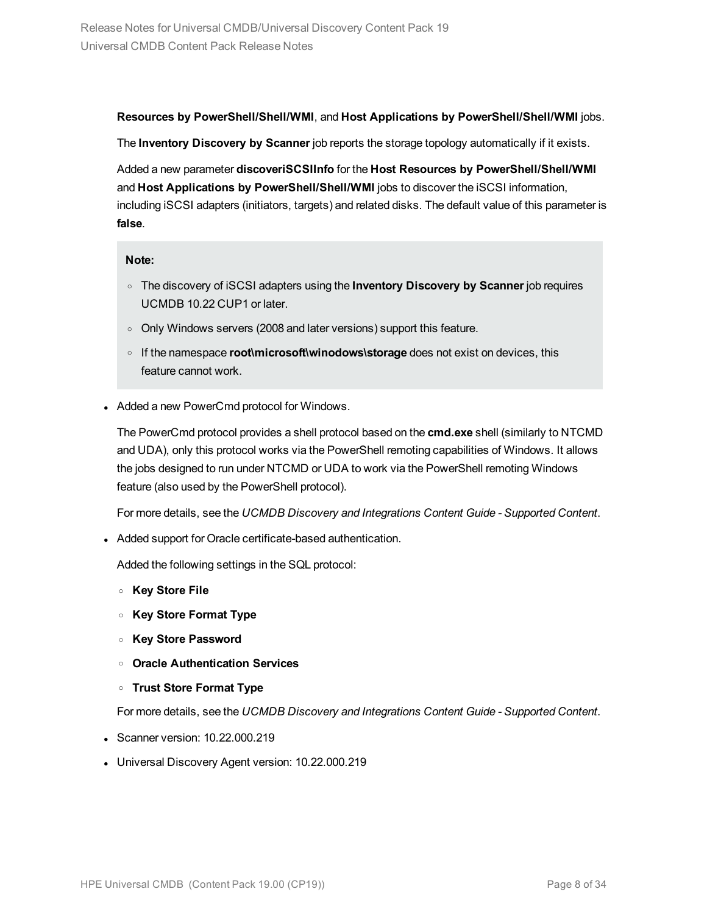**Resources by PowerShell/Shell/WMI**, and **Host Applications by PowerShell/Shell/WMI** jobs.

The **Inventory Discovery by Scanner** job reports the storage topology automatically if it exists.

Added a new parameter **discoveriSCSIInfo** for the **Host Resources by PowerShell/Shell/WMI** and **Host Applications by PowerShell/Shell/WMI** jobs to discover the iSCSI information, including iSCSI adapters (initiators, targets) and related disks. The default value of this parameter is **false**.

> **Note:**
>
> - The discovery of iSCSI adapters using the **Inventory Discovery by Scanner** job requires UCMDB 10.22 CUP1 or later.
> - Only Windows servers (2008 and later versions) support this feature.
> - If the namespace **root\microsoft\winodows\storage** does not exist on devices, this feature cannot work.

- Added a new PowerCmd protocol for Windows.

  The PowerCmd protocol provides a shell protocol based on the **cmd.exe** shell (similarly to NTCMD and UDA), only this protocol works via the PowerShell remoting capabilities of Windows. It allows the jobs designed to run under NTCMD or UDA to work via the PowerShell remoting Windows feature (also used by the PowerShell protocol).

  For more details, see the *UCMDB Discovery and Integrations Content Guide - Supported Content*.

- Added support for Oracle certificate-based authentication.

  Added the following settings in the SQL protocol:

  - **Key Store File**
  - **Key Store Format Type**
  - **Key Store Password**
  - **Oracle Authentication Services**
  - **Trust Store Format Type**

  For more details, see the *UCMDB Discovery and Integrations Content Guide - Supported Content*.

- Scanner version: 10.22.000.219
- Universal Discovery Agent version: 10.22.000.219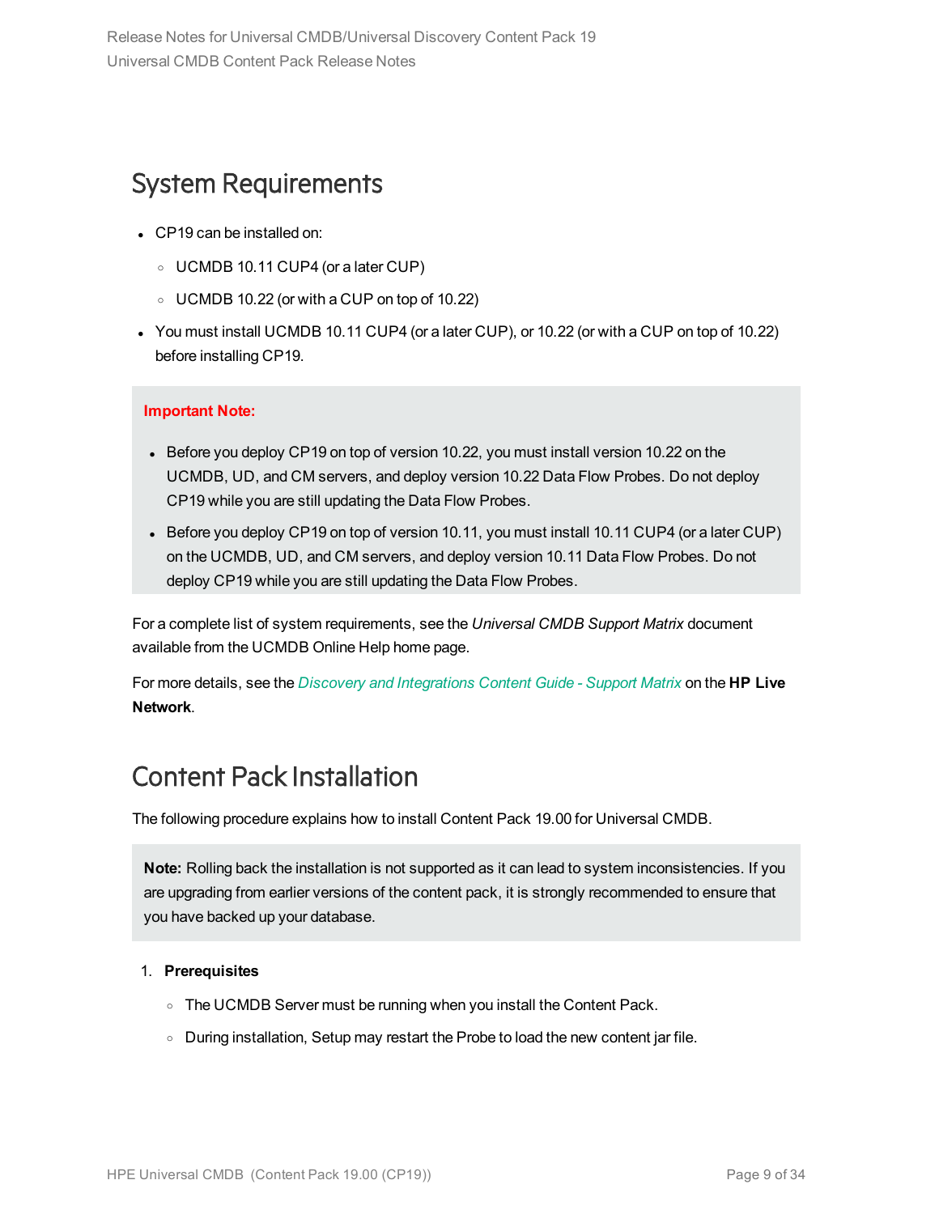## System Requirements

- CP19 can be installed on:
    - UCMDB 10.11 CUP4 (or a later CUP)
    - UCMDB 10.22 (or with a CUP on top of 10.22)
- You must install UCMDB 10.11 CUP4 (or a later CUP), or 10.22 (or with a CUP on top of 10.22) before installing CP19.

> **Important Note:**
>
> - Before you deploy CP19 on top of version 10.22, you must install version 10.22 on the UCMDB, UD, and CM servers, and deploy version 10.22 Data Flow Probes. Do not deploy CP19 while you are still updating the Data Flow Probes.
> - Before you deploy CP19 on top of version 10.11, you must install 10.11 CUP4 (or a later CUP) on the UCMDB, UD, and CM servers, and deploy version 10.11 Data Flow Probes. Do not deploy CP19 while you are still updating the Data Flow Probes.

For a complete list of system requirements, see the *Universal CMDB Support Matrix* document available from the UCMDB Online Help home page.

For more details, see the *Discovery and Integrations Content Guide - Support Matrix* on the **HP Live Network**.

## Content Pack Installation

The following procedure explains how to install Content Pack 19.00 for Universal CMDB.

> **Note:** Rolling back the installation is not supported as it can lead to system inconsistencies. If you are upgrading from earlier versions of the content pack, it is strongly recommended to ensure that you have backed up your database.

1. **Prerequisites**
    - The UCMDB Server must be running when you install the Content Pack.
    - During installation, Setup may restart the Probe to load the new content jar file.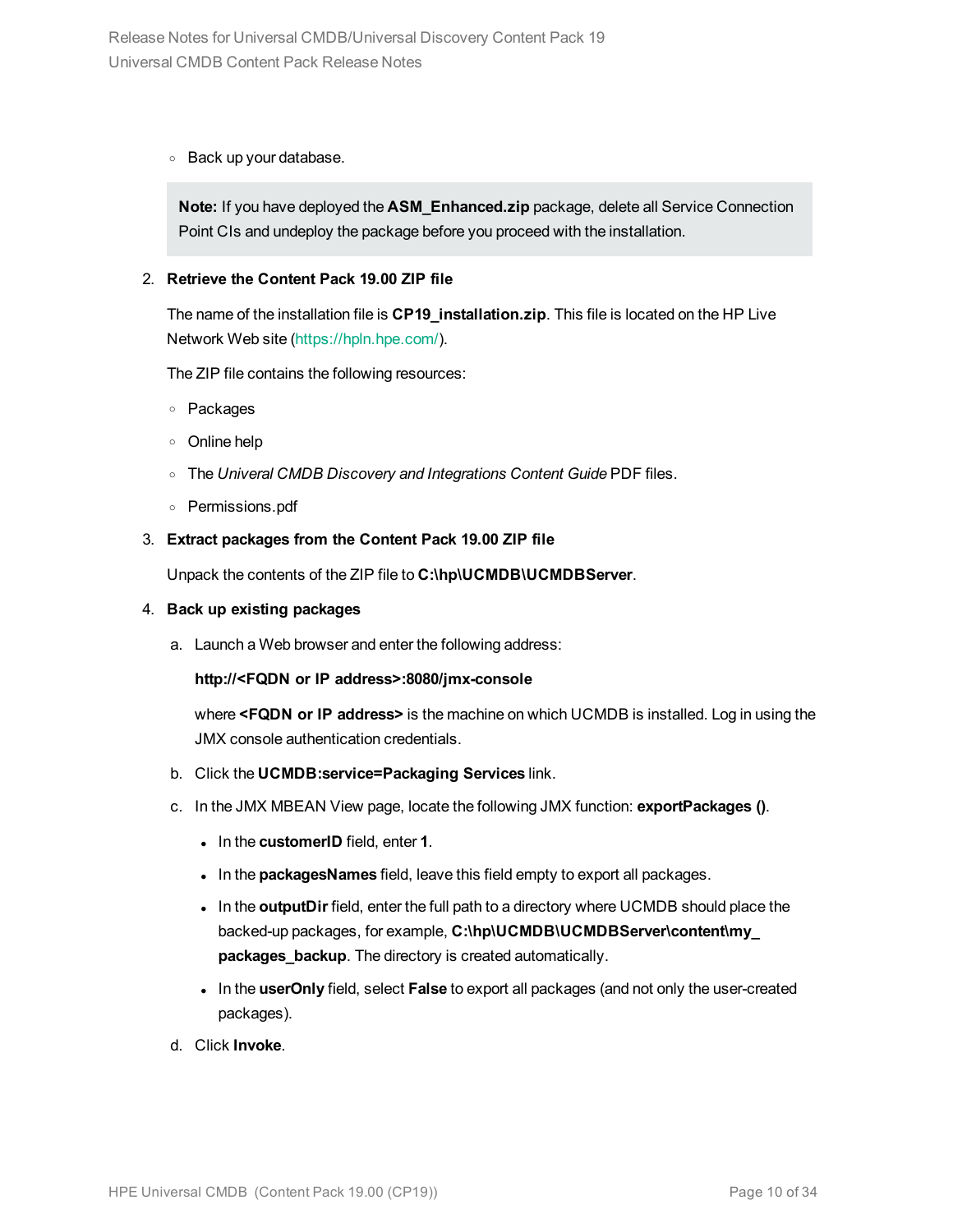- Back up your database.

> **Note:** If you have deployed the **ASM_Enhanced.zip** package, delete all Service Connection Point CIs and undeploy the package before you proceed with the installation.

2. **Retrieve the Content Pack 19.00 ZIP file**

   The name of the installation file is **CP19_installation.zip**. This file is located on the HP Live Network Web site (https://hpln.hpe.com/).

   The ZIP file contains the following resources:

   - Packages
   - Online help
   - The *Univeral CMDB Discovery and Integrations Content Guide* PDF files.
   - Permissions.pdf

3. **Extract packages from the Content Pack 19.00 ZIP file**

   Unpack the contents of the ZIP file to **C:\hp\UCMDB\UCMDBServer**.

4. **Back up existing packages**

   a. Launch a Web browser and enter the following address:

      **http://<FQDN or IP address>:8080/jmx-console**

      where **<FQDN or IP address>** is the machine on which UCMDB is installed. Log in using the JMX console authentication credentials.

   b. Click the **UCMDB:service=Packaging Services** link.

   c. In the JMX MBEAN View page, locate the following JMX function: **exportPackages ()**.

      - In the **customerID** field, enter **1**.
      - In the **packagesNames** field, leave this field empty to export all packages.
      - In the **outputDir** field, enter the full path to a directory where UCMDB should place the backed-up packages, for example, **C:\hp\UCMDB\UCMDBServer\content\my_packages_backup**. The directory is created automatically.
      - In the **userOnly** field, select **False** to export all packages (and not only the user-created packages).

   d. Click **Invoke**.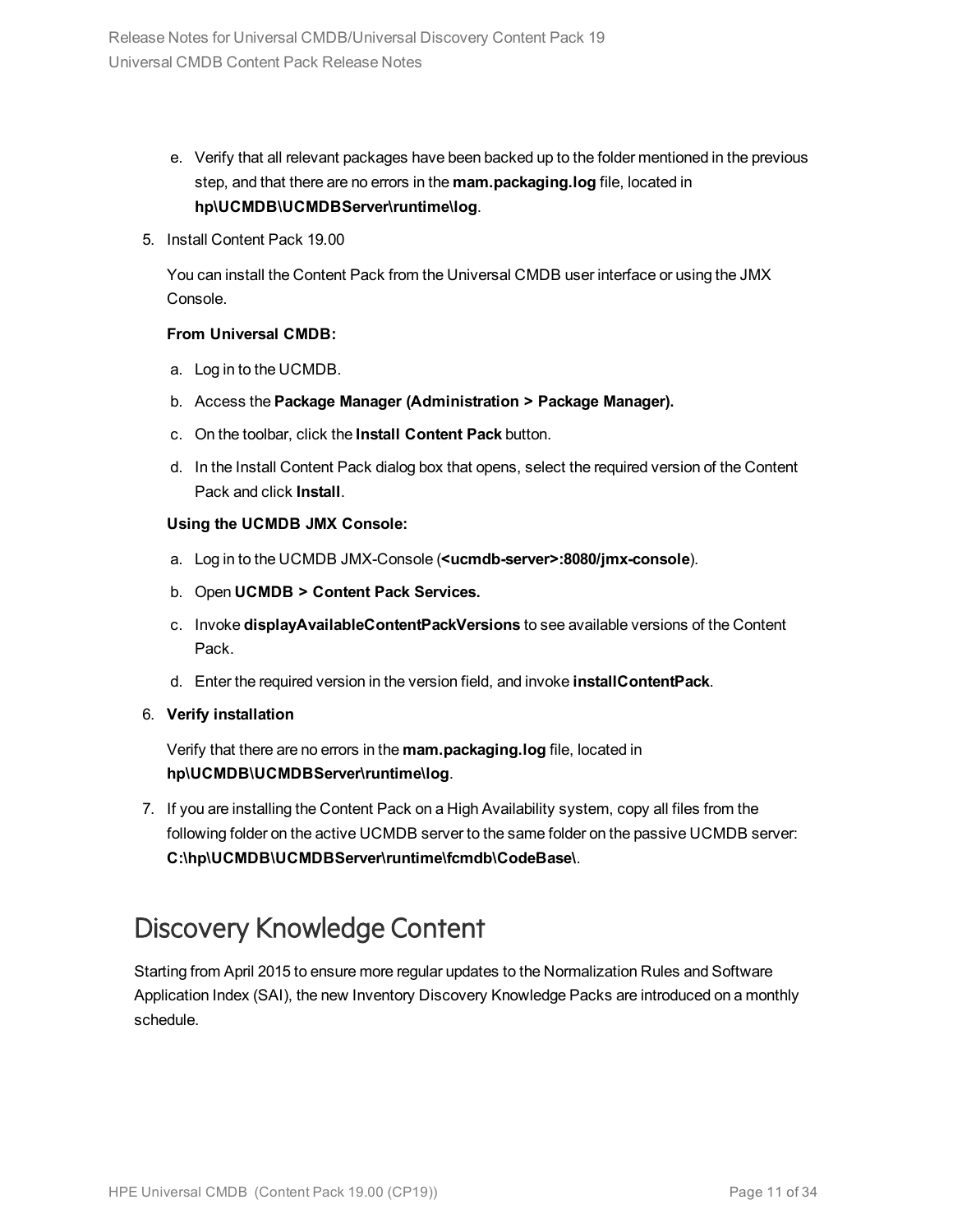e. Verify that all relevant packages have been backed up to the folder mentioned in the previous step, and that there are no errors in the **mam.packaging.log** file, located in **hp\UCMDB\UCMDBServer\runtime\log**.

5. Install Content Pack 19.00

   You can install the Content Pack from the Universal CMDB user interface or using the JMX Console.

   **From Universal CMDB:**

   a. Log in to the UCMDB.

   b. Access the **Package Manager (Administration > Package Manager).**

   c. On the toolbar, click the **Install Content Pack** button.

   d. In the Install Content Pack dialog box that opens, select the required version of the Content Pack and click **Install**.

   **Using the UCMDB JMX Console:**

   a. Log in to the UCMDB JMX-Console (**<ucmdb-server>:8080/jmx-console**).

   b. Open **UCMDB > Content Pack Services.**

   c. Invoke **displayAvailableContentPackVersions** to see available versions of the Content Pack.

   d. Enter the required version in the version field, and invoke **installContentPack**.

6. **Verify installation**

   Verify that there are no errors in the **mam.packaging.log** file, located in **hp\UCMDB\UCMDBServer\runtime\log**.

7. If you are installing the Content Pack on a High Availability system, copy all files from the following folder on the active UCMDB server to the same folder on the passive UCMDB server: **C:\hp\UCMDB\UCMDBServer\runtime\fcmdb\CodeBase\**.

## Discovery Knowledge Content

Starting from April 2015 to ensure more regular updates to the Normalization Rules and Software Application Index (SAI), the new Inventory Discovery Knowledge Packs are introduced on a monthly schedule.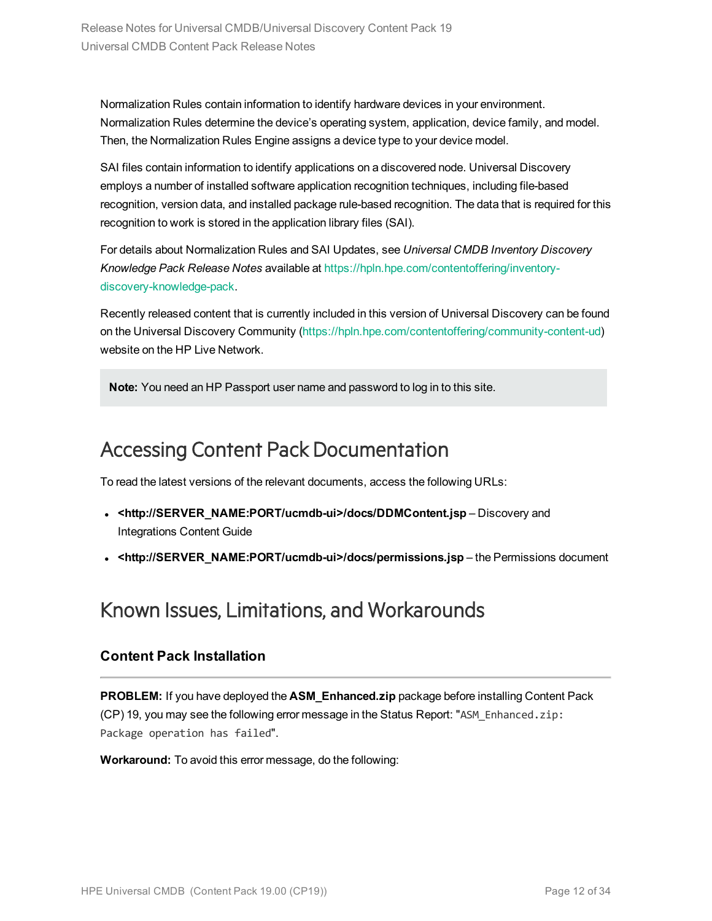Normalization Rules contain information to identify hardware devices in your environment. Normalization Rules determine the device's operating system, application, device family, and model. Then, the Normalization Rules Engine assigns a device type to your device model.

SAI files contain information to identify applications on a discovered node. Universal Discovery employs a number of installed software application recognition techniques, including file-based recognition, version data, and installed package rule-based recognition. The data that is required for this recognition to work is stored in the application library files (SAI).

For details about Normalization Rules and SAI Updates, see *Universal CMDB Inventory Discovery Knowledge Pack Release Notes* available at https://hpln.hpe.com/contentoffering/inventory-discovery-knowledge-pack.

Recently released content that is currently included in this version of Universal Discovery can be found on the Universal Discovery Community (https://hpln.hpe.com/contentoffering/community-content-ud) website on the HP Live Network.

> **Note:** You need an HP Passport user name and password to log in to this site.

## Accessing Content Pack Documentation

To read the latest versions of the relevant documents, access the following URLs:

- **<http://SERVER_NAME:PORT/ucmdb-ui>/docs/DDMContent.jsp** – Discovery and Integrations Content Guide
- **<http://SERVER_NAME:PORT/ucmdb-ui>/docs/permissions.jsp** – the Permissions document

## Known Issues, Limitations, and Workarounds

### Content Pack Installation

**PROBLEM:** If you have deployed the **ASM_Enhanced.zip** package before installing Content Pack (CP) 19, you may see the following error message in the Status Report: "`ASM_Enhanced.zip: Package operation has failed`".

**Workaround:** To avoid this error message, do the following: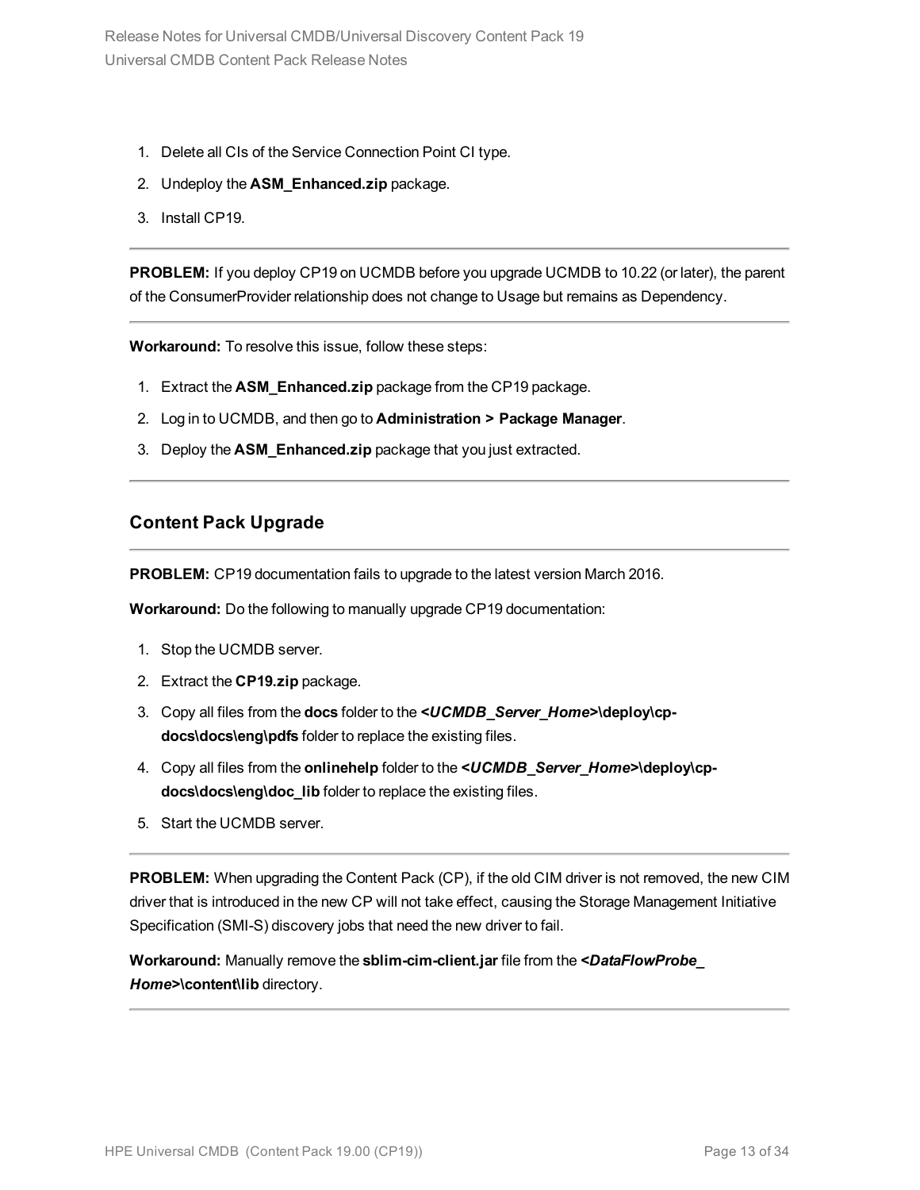1. Delete all CIs of the Service Connection Point CI type.
2. Undeploy the **ASM_Enhanced.zip** package.
3. Install CP19.

---

**PROBLEM:** If you deploy CP19 on UCMDB before you upgrade UCMDB to 10.22 (or later), the parent of the ConsumerProvider relationship does not change to Usage but remains as Dependency.

---

**Workaround:** To resolve this issue, follow these steps:

1. Extract the **ASM_Enhanced.zip** package from the CP19 package.
2. Log in to UCMDB, and then go to **Administration > Package Manager**.
3. Deploy the **ASM_Enhanced.zip** package that you just extracted.

---

### Content Pack Upgrade

---

**PROBLEM:** CP19 documentation fails to upgrade to the latest version March 2016.

**Workaround:** Do the following to manually upgrade CP19 documentation:

1. Stop the UCMDB server.
2. Extract the **CP19.zip** package.
3. Copy all files from the **docs** folder to the ***<UCMDB_Server_Home>*\deploy\cp-docs\docs\eng\pdfs** folder to replace the existing files.
4. Copy all files from the **onlinehelp** folder to the ***<UCMDB_Server_Home>*\deploy\cp-docs\docs\eng\doc_lib** folder to replace the existing files.
5. Start the UCMDB server.

---

**PROBLEM:** When upgrading the Content Pack (CP), if the old CIM driver is not removed, the new CIM driver that is introduced in the new CP will not take effect, causing the Storage Management Initiative Specification (SMI-S) discovery jobs that need the new driver to fail.

**Workaround:** Manually remove the **sblim-cim-client.jar** file from the ***<DataFlowProbe_Home>*\content\lib** directory.

---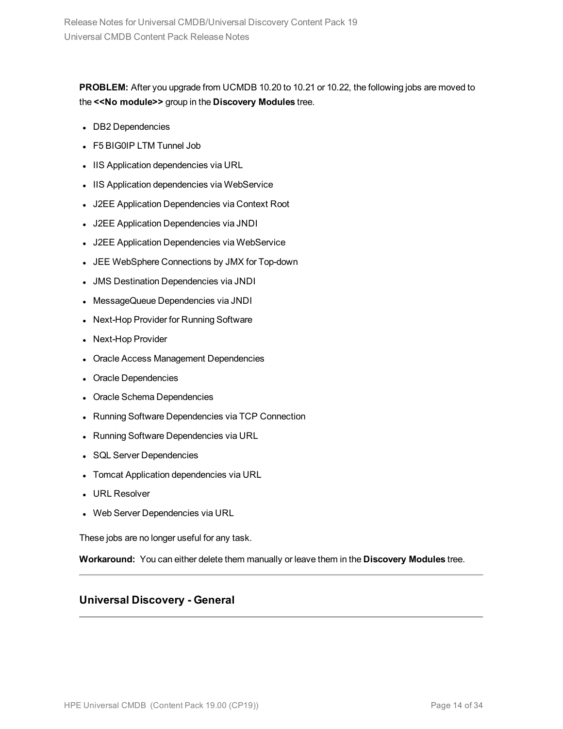**PROBLEM:** After you upgrade from UCMDB 10.20 to 10.21 or 10.22, the following jobs are moved to the **<<No module>>** group in the **Discovery Modules** tree.

- DB2 Dependencies
- F5 BIG0IP LTM Tunnel Job
- IIS Application dependencies via URL
- IIS Application dependencies via WebService
- J2EE Application Dependencies via Context Root
- J2EE Application Dependencies via JNDI
- J2EE Application Dependencies via WebService
- JEE WebSphere Connections by JMX for Top-down
- JMS Destination Dependencies via JNDI
- MessageQueue Dependencies via JNDI
- Next-Hop Provider for Running Software
- Next-Hop Provider
- Oracle Access Management Dependencies
- Oracle Dependencies
- Oracle Schema Dependencies
- Running Software Dependencies via TCP Connection
- Running Software Dependencies via URL
- SQL Server Dependencies
- Tomcat Application dependencies via URL
- URL Resolver
- Web Server Dependencies via URL

These jobs are no longer useful for any task.

**Workaround:** You can either delete them manually or leave them in the **Discovery Modules** tree.

### Universal Discovery - General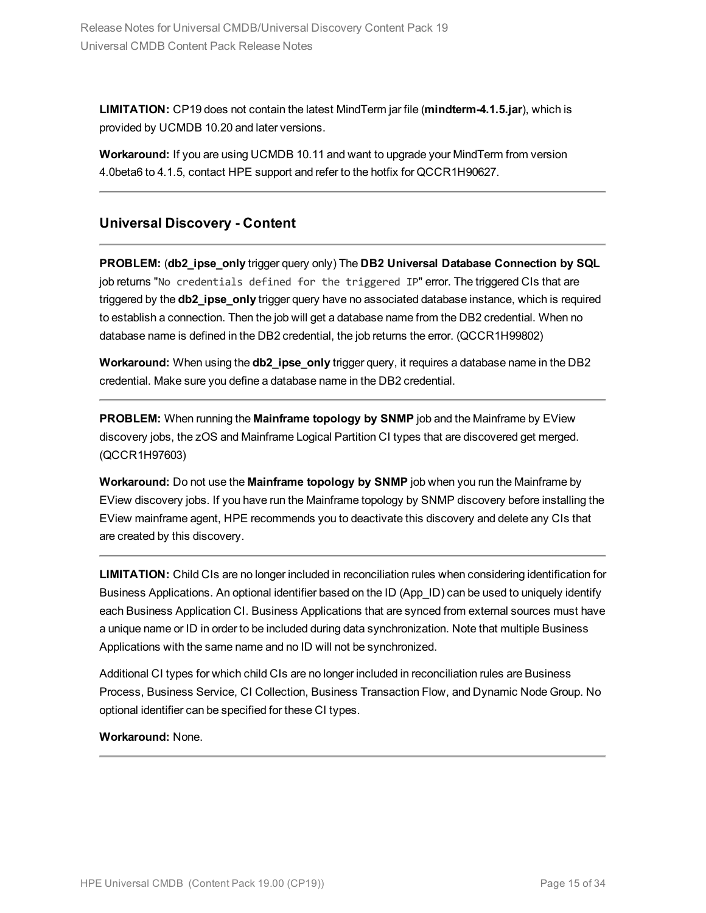**LIMITATION:** CP19 does not contain the latest MindTerm jar file (**mindterm-4.1.5.jar**), which is provided by UCMDB 10.20 and later versions.

**Workaround:** If you are using UCMDB 10.11 and want to upgrade your MindTerm from version 4.0beta6 to 4.1.5, contact HPE support and refer to the hotfix for QCCR1H90627.

---

## Universal Discovery - Content

---

**PROBLEM:** (**db2_ipse_only** trigger query only) The **DB2 Universal Database Connection by SQL** job returns "`No credentials defined for the triggered IP`" error. The triggered CIs that are triggered by the **db2_ipse_only** trigger query have no associated database instance, which is required to establish a connection. Then the job will get a database name from the DB2 credential. When no database name is defined in the DB2 credential, the job returns the error. (QCCR1H99802)

**Workaround:** When using the **db2_ipse_only** trigger query, it requires a database name in the DB2 credential. Make sure you define a database name in the DB2 credential.

---

**PROBLEM:** When running the **Mainframe topology by SNMP** job and the Mainframe by EView discovery jobs, the zOS and Mainframe Logical Partition CI types that are discovered get merged. (QCCR1H97603)

**Workaround:** Do not use the **Mainframe topology by SNMP** job when you run the Mainframe by EView discovery jobs. If you have run the Mainframe topology by SNMP discovery before installing the EView mainframe agent, HPE recommends you to deactivate this discovery and delete any CIs that are created by this discovery.

---

**LIMITATION:** Child CIs are no longer included in reconciliation rules when considering identification for Business Applications. An optional identifier based on the ID (App_ID) can be used to uniquely identify each Business Application CI. Business Applications that are synced from external sources must have a unique name or ID in order to be included during data synchronization. Note that multiple Business Applications with the same name and no ID will not be synchronized.

Additional CI types for which child CIs are no longer included in reconciliation rules are Business Process, Business Service, CI Collection, Business Transaction Flow, and Dynamic Node Group. No optional identifier can be specified for these CI types.

**Workaround:** None.

---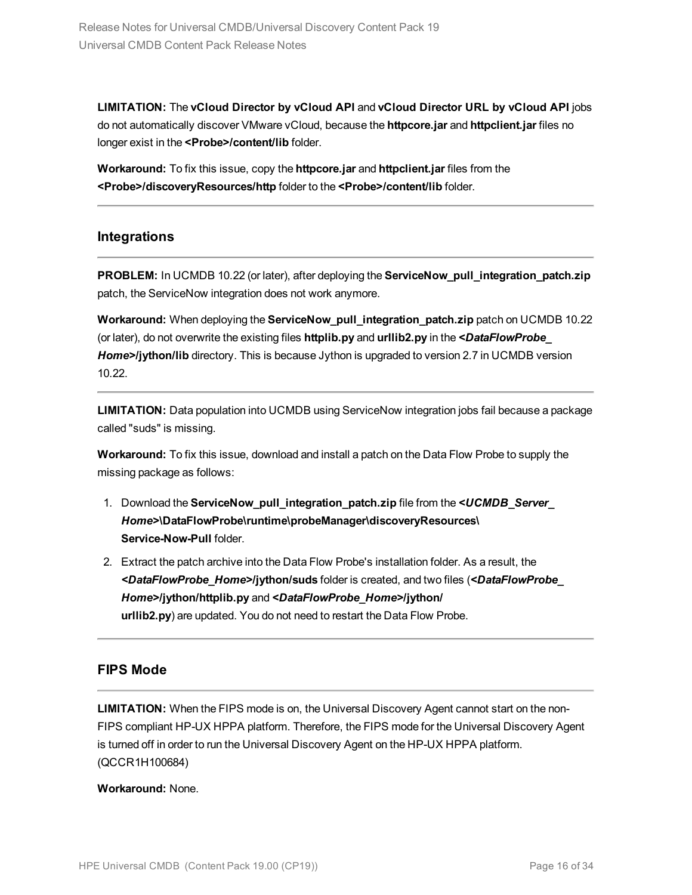**LIMITATION:** The **vCloud Director by vCloud API** and **vCloud Director URL by vCloud API** jobs do not automatically discover VMware vCloud, because the **httpcore.jar** and **httpclient.jar** files no longer exist in the **<Probe>/content/lib** folder.

**Workaround:** To fix this issue, copy the **httpcore.jar** and **httpclient.jar** files from the **<Probe>/discoveryResources/http** folder to the **<Probe>/content/lib** folder.

---

### Integrations

---

**PROBLEM:** In UCMDB 10.22 (or later), after deploying the **ServiceNow_pull_integration_patch.zip** patch, the ServiceNow integration does not work anymore.

**Workaround:** When deploying the **ServiceNow_pull_integration_patch.zip** patch on UCMDB 10.22 (or later), do not overwrite the existing files **httplib.py** and **urllib2.py** in the ***<DataFlowProbe_Home>*/jython/lib** directory. This is because Jython is upgraded to version 2.7 in UCMDB version 10.22.

---

**LIMITATION:** Data population into UCMDB using ServiceNow integration jobs fail because a package called "suds" is missing.

**Workaround:** To fix this issue, download and install a patch on the Data Flow Probe to supply the missing package as follows:

1. Download the **ServiceNow_pull_integration_patch.zip** file from the ***<UCMDB_Server_Home>*\DataFlowProbe\runtime\probeManager\discoveryResources\Service-Now-Pull** folder.
2. Extract the patch archive into the Data Flow Probe's installation folder. As a result, the ***<DataFlowProbe_Home>*/jython/suds** folder is created, and two files (***<DataFlowProbe_Home>*/jython/httplib.py** and ***<DataFlowProbe_Home>*/jython/urllib2.py**) are updated. You do not need to restart the Data Flow Probe.

---

### FIPS Mode

---

**LIMITATION:** When the FIPS mode is on, the Universal Discovery Agent cannot start on the non-FIPS compliant HP-UX HPPA platform. Therefore, the FIPS mode for the Universal Discovery Agent is turned off in order to run the Universal Discovery Agent on the HP-UX HPPA platform. (QCCR1H100684)

**Workaround:** None.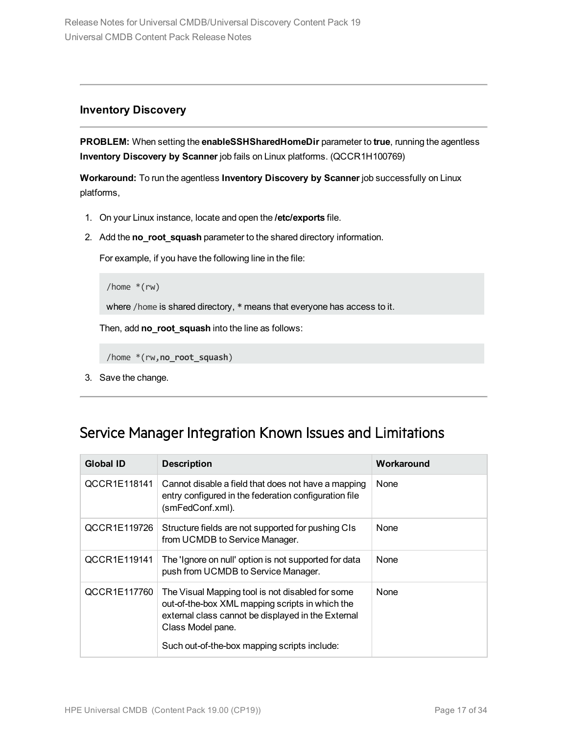### Inventory Discovery

**PROBLEM:** When setting the **enableSSHSharedHomeDir** parameter to **true**, running the agentless **Inventory Discovery by Scanner** job fails on Linux platforms. (QCCR1H100769)

**Workaround:** To run the agentless **Inventory Discovery by Scanner** job successfully on Linux platforms,

1. On your Linux instance, locate and open the **/etc/exports** file.
2. Add the **no_root_squash** parameter to the shared directory information.

   For example, if you have the following line in the file:

   ```
   /home *(rw)
   ```

   where `/home` is shared directory, * means that everyone has access to it.

   Then, add **no_root_squash** into the line as follows:

   ```
   /home *(rw,no_root_squash)
   ```

3. Save the change.

## Service Manager Integration Known Issues and Limitations

| Global ID | Description | Workaround |
|---|---|---|
| QCCR1E118141 | Cannot disable a field that does not have a mapping entry configured in the federation configuration file (smFedConf.xml). | None |
| QCCR1E119726 | Structure fields are not supported for pushing CIs from UCMDB to Service Manager. | None |
| QCCR1E119141 | The 'Ignore on null' option is not supported for data push from UCMDB to Service Manager. | None |
| QCCR1E117760 | The Visual Mapping tool is not disabled for some out-of-the-box XML mapping scripts in which the external class cannot be displayed in the External Class Model pane.<br><br>Such out-of-the-box mapping scripts include: | None |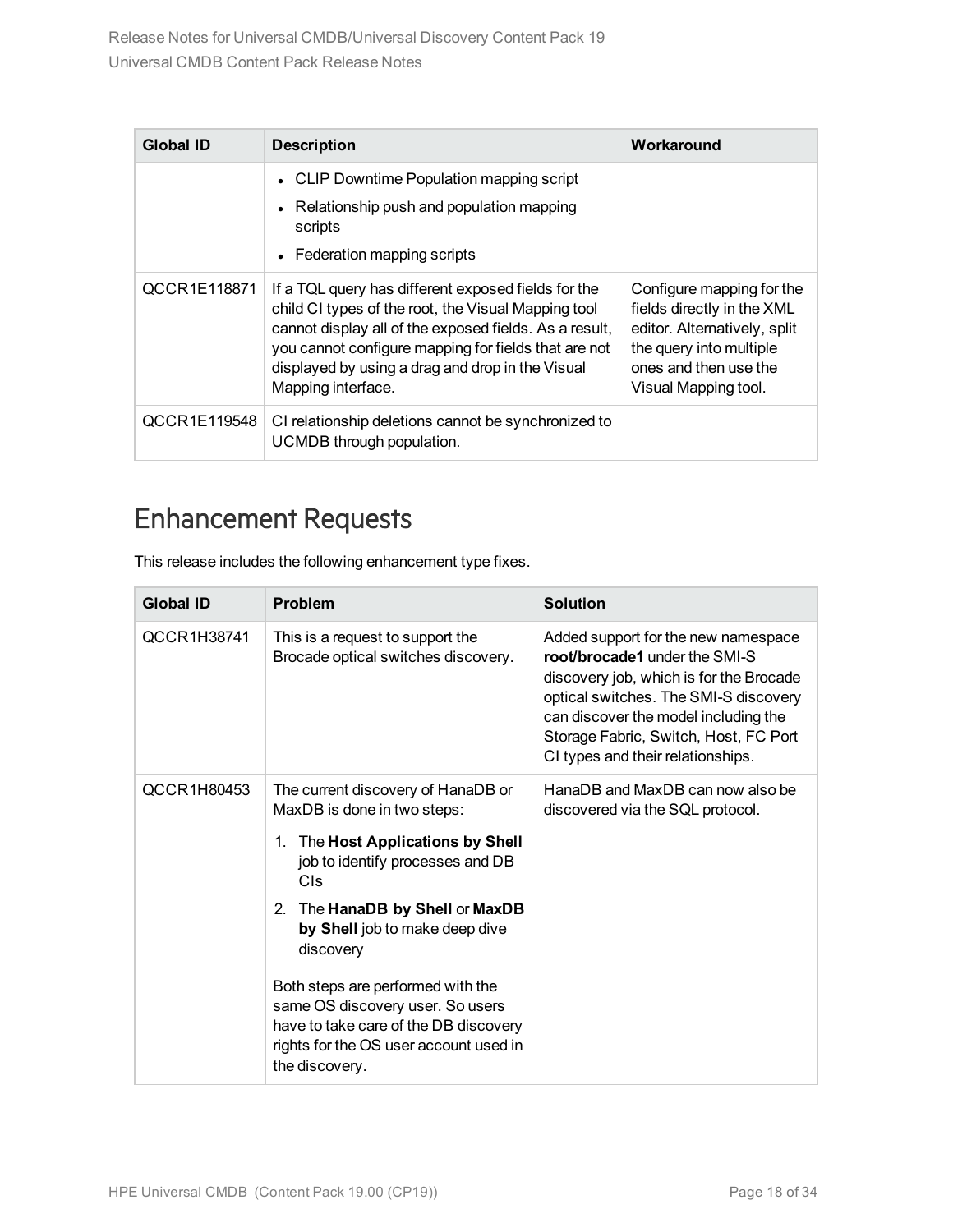| Global ID | Description | Workaround |
| --- | --- | --- |
| | <ul><li>CLIP Downtime Population mapping script</li><li>Relationship push and population mapping scripts</li><li>Federation mapping scripts</li></ul> | |
| QCCR1E118871 | If a TQL query has different exposed fields for the child CI types of the root, the Visual Mapping tool cannot display all of the exposed fields. As a result, you cannot configure mapping for fields that are not displayed by using a drag and drop in the Visual Mapping interface. | Configure mapping for the fields directly in the XML editor. Alternatively, split the query into multiple ones and then use the Visual Mapping tool. |
| QCCR1E119548 | CI relationship deletions cannot be synchronized to UCMDB through population. | |

## Enhancement Requests

This release includes the following enhancement type fixes.

| Global ID | Problem | Solution |
| --- | --- | --- |
| QCCR1H38741 | This is a request to support the Brocade optical switches discovery. | Added support for the new namespace **root/brocade1** under the SMI-S discovery job, which is for the Brocade optical switches. The SMI-S discovery can discover the model including the Storage Fabric, Switch, Host, FC Port CI types and their relationships. |
| QCCR1H80453 | The current discovery of HanaDB or MaxDB is done in two steps:<br>1. The **Host Applications by Shell** job to identify processes and DB CIs<br>2. The **HanaDB by Shell** or **MaxDB by Shell** job to make deep dive discovery<br><br>Both steps are performed with the same OS discovery user. So users have to take care of the DB discovery rights for the OS user account used in the discovery. | HanaDB and MaxDB can now also be discovered via the SQL protocol. |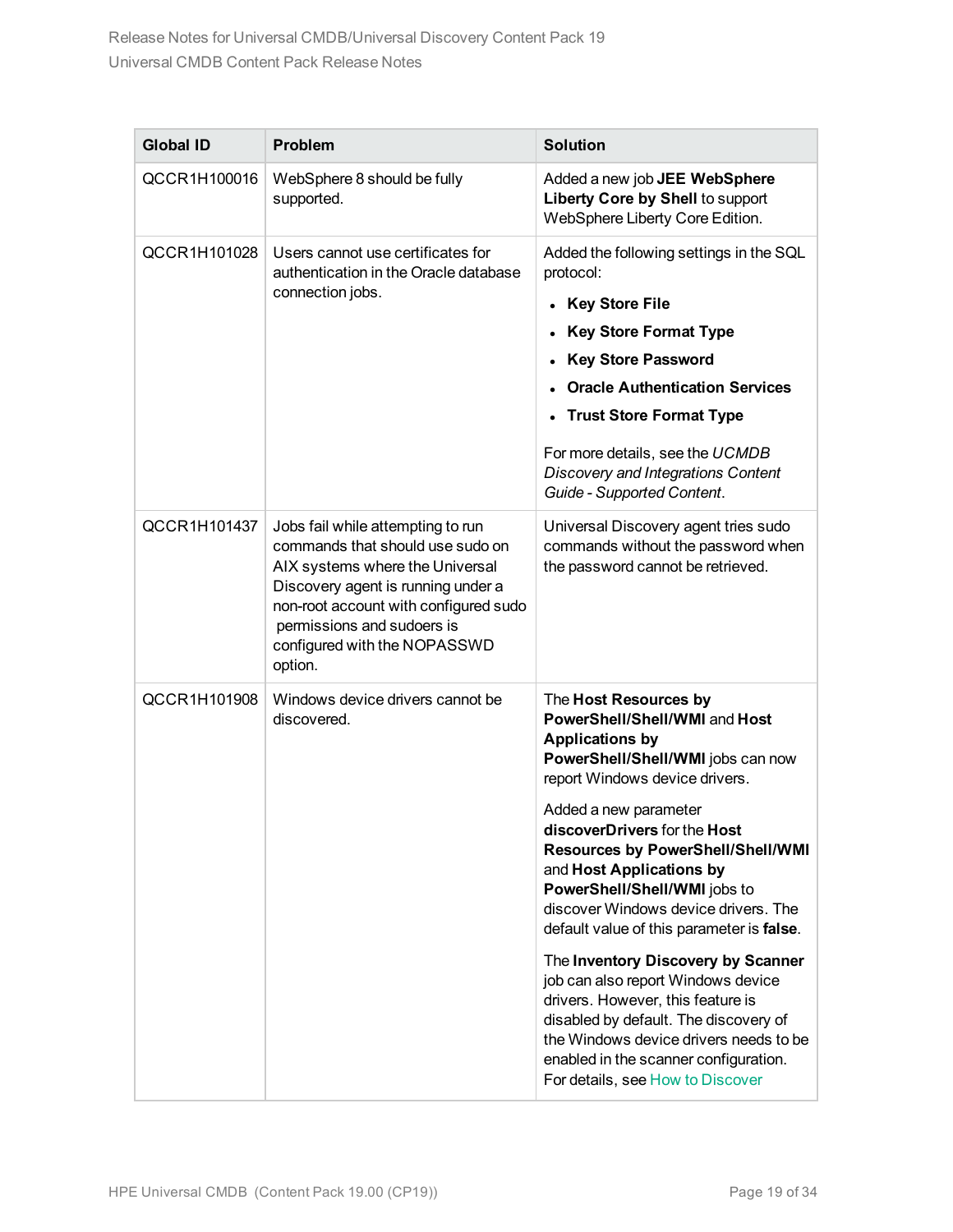| Global ID | Problem | Solution |
|---|---|---|
| QCCR1H100016 | WebSphere 8 should be fully supported. | Added a new job **JEE WebSphere Liberty Core by Shell** to support WebSphere Liberty Core Edition. |
| QCCR1H101028 | Users cannot use certificates for authentication in the Oracle database connection jobs. | Added the following settings in the SQL protocol:<br>• **Key Store File**<br>• **Key Store Format Type**<br>• **Key Store Password**<br>• **Oracle Authentication Services**<br>• **Trust Store Format Type**<br><br>For more details, see the *UCMDB Discovery and Integrations Content Guide - Supported Content*. |
| QCCR1H101437 | Jobs fail while attempting to run commands that should use sudo on AIX systems where the Universal Discovery agent is running under a non-root account with configured sudo permissions and sudoers is configured with the NOPASSWD option. | Universal Discovery agent tries sudo commands without the password when the password cannot be retrieved. |
| QCCR1H101908 | Windows device drivers cannot be discovered. | The **Host Resources by PowerShell/Shell/WMI** and **Host Applications by PowerShell/Shell/WMI** jobs can now report Windows device drivers.<br><br>Added a new parameter **discoverDrivers** for the **Host Resources by PowerShell/Shell/WMI** and **Host Applications by PowerShell/Shell/WMI** jobs to discover Windows device drivers. The default value of this parameter is **false**.<br><br>The **Inventory Discovery by Scanner** job can also report Windows device drivers. However, this feature is disabled by default. The discovery of the Windows device drivers needs to be enabled in the scanner configuration. For details, see How to Discover |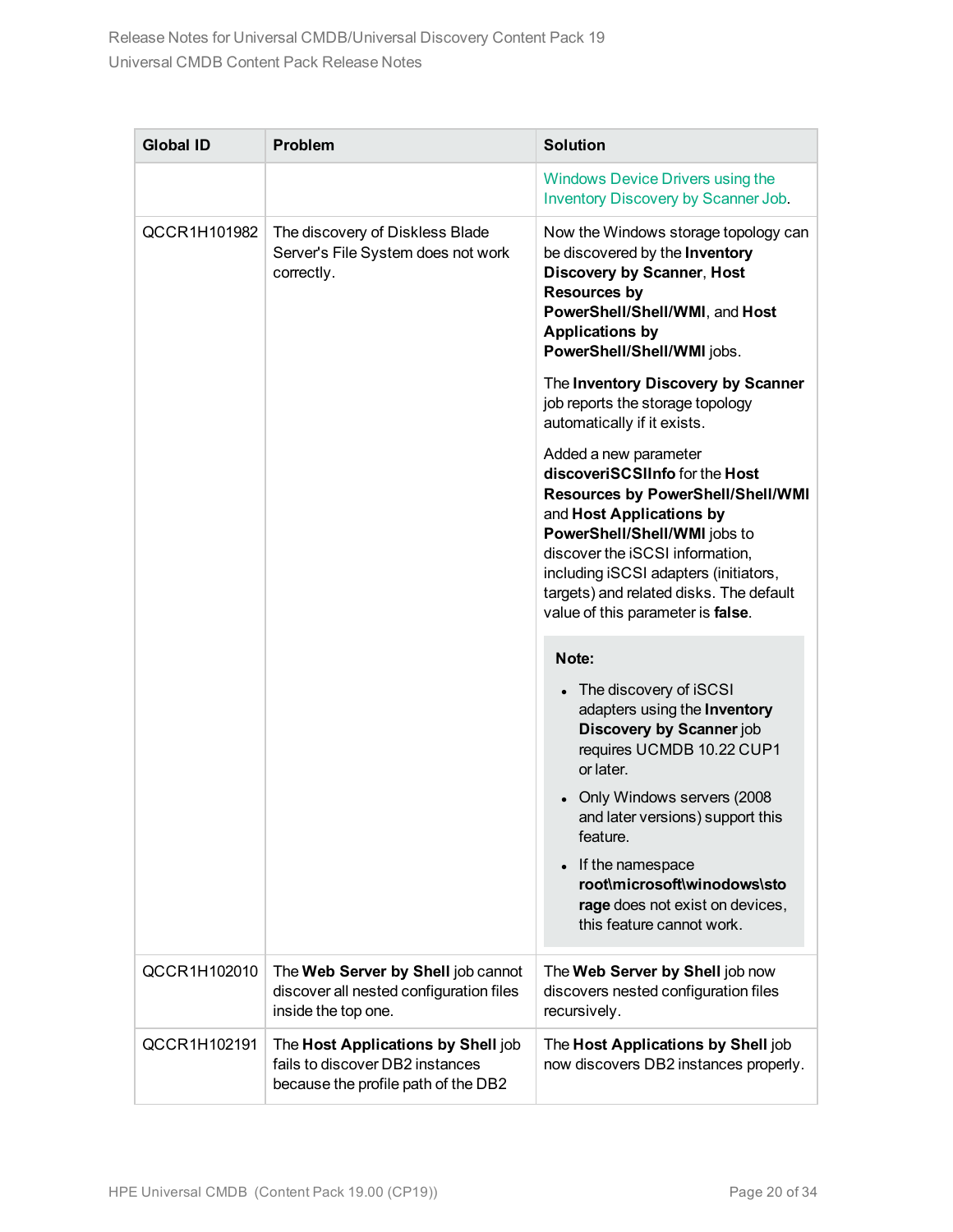| Global ID | Problem | Solution |
| --- | --- | --- |
| | | Windows Device Drivers using the Inventory Discovery by Scanner Job. |
| QCCR1H101982 | The discovery of Diskless Blade Server's File System does not work correctly. | Now the Windows storage topology can be discovered by the **Inventory Discovery by Scanner**, **Host Resources by PowerShell/Shell/WMI**, and **Host Applications by PowerShell/Shell/WMI** jobs.<br><br>The **Inventory Discovery by Scanner** job reports the storage topology automatically if it exists.<br><br>Added a new parameter **discoveriSCSIInfo** for the **Host Resources by PowerShell/Shell/WMI** and **Host Applications by PowerShell/Shell/WMI** jobs to discover the iSCSI information, including iSCSI adapters (initiators, targets) and related disks. The default value of this parameter is **false**.<br><br>**Note:**<br>• The discovery of iSCSI adapters using the **Inventory Discovery by Scanner** job requires UCMDB 10.22 CUP1 or later.<br>• Only Windows servers (2008 and later versions) support this feature.<br>• If the namespace **root\microsoft\winodows\storage** does not exist on devices, this feature cannot work. |
| QCCR1H102010 | The **Web Server by Shell** job cannot discover all nested configuration files inside the top one. | The **Web Server by Shell** job now discovers nested configuration files recursively. |
| QCCR1H102191 | The **Host Applications by Shell** job fails to discover DB2 instances because the profile path of the DB2 | The **Host Applications by Shell** job now discovers DB2 instances properly. |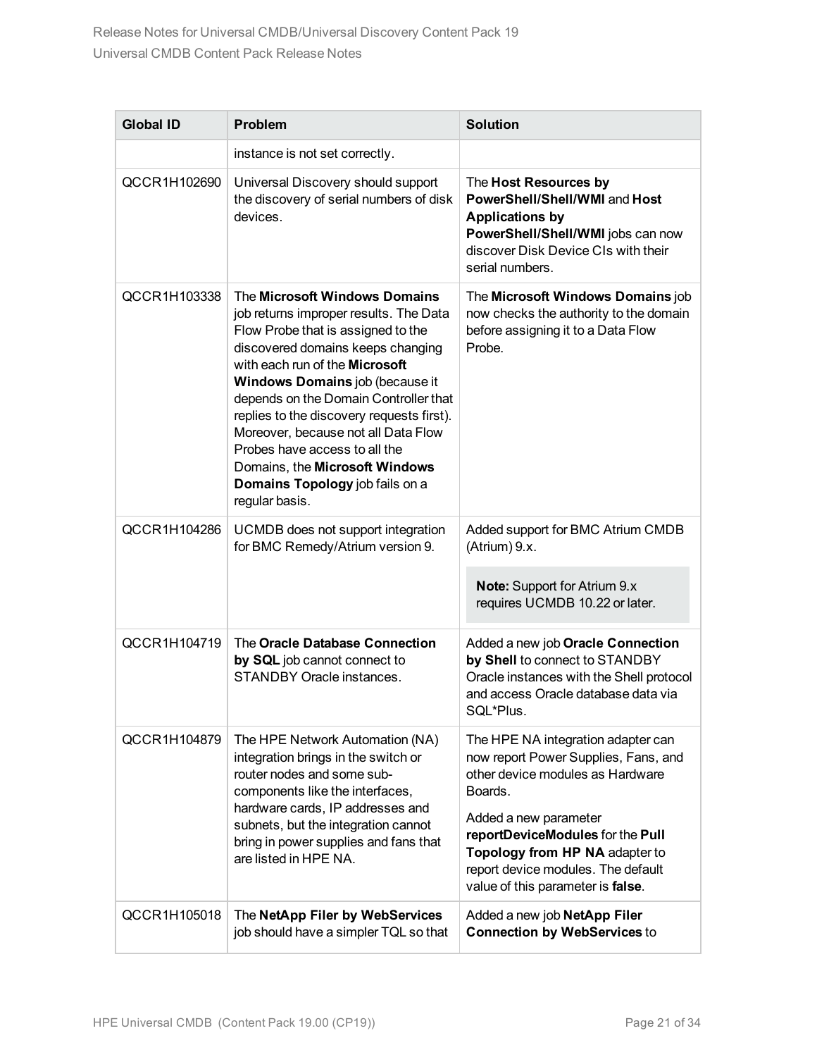| Global ID | Problem | Solution |
|---|---|---|
| | instance is not set correctly. | |
| QCCR1H102690 | Universal Discovery should support the discovery of serial numbers of disk devices. | The **Host Resources by PowerShell/Shell/WMI** and **Host Applications by PowerShell/Shell/WMI** jobs can now discover Disk Device CIs with their serial numbers. |
| QCCR1H103338 | The **Microsoft Windows Domains** job returns improper results. The Data Flow Probe that is assigned to the discovered domains keeps changing with each run of the **Microsoft Windows Domains** job (because it depends on the Domain Controller that replies to the discovery requests first). Moreover, because not all Data Flow Probes have access to all the Domains, the **Microsoft Windows Domains Topology** job fails on a regular basis. | The **Microsoft Windows Domains** job now checks the authority to the domain before assigning it to a Data Flow Probe. |
| QCCR1H104286 | UCMDB does not support integration for BMC Remedy/Atrium version 9. | Added support for BMC Atrium CMDB (Atrium) 9.x.<br><br>**Note:** Support for Atrium 9.x requires UCMDB 10.22 or later. |
| QCCR1H104719 | The **Oracle Database Connection by SQL** job cannot connect to STANDBY Oracle instances. | Added a new job **Oracle Connection by Shell** to connect to STANDBY Oracle instances with the Shell protocol and access Oracle database data via SQL*Plus. |
| QCCR1H104879 | The HPE Network Automation (NA) integration brings in the switch or router nodes and some sub-components like the interfaces, hardware cards, IP addresses and subnets, but the integration cannot bring in power supplies and fans that are listed in HPE NA. | The HPE NA integration adapter can now report Power Supplies, Fans, and other device modules as Hardware Boards.<br><br>Added a new parameter **reportDeviceModules** for the **Pull Topology from HP NA** adapter to report device modules. The default value of this parameter is **false**. |
| QCCR1H105018 | The **NetApp Filer by WebServices** job should have a simpler TQL so that | Added a new job **NetApp Filer Connection by WebServices** to |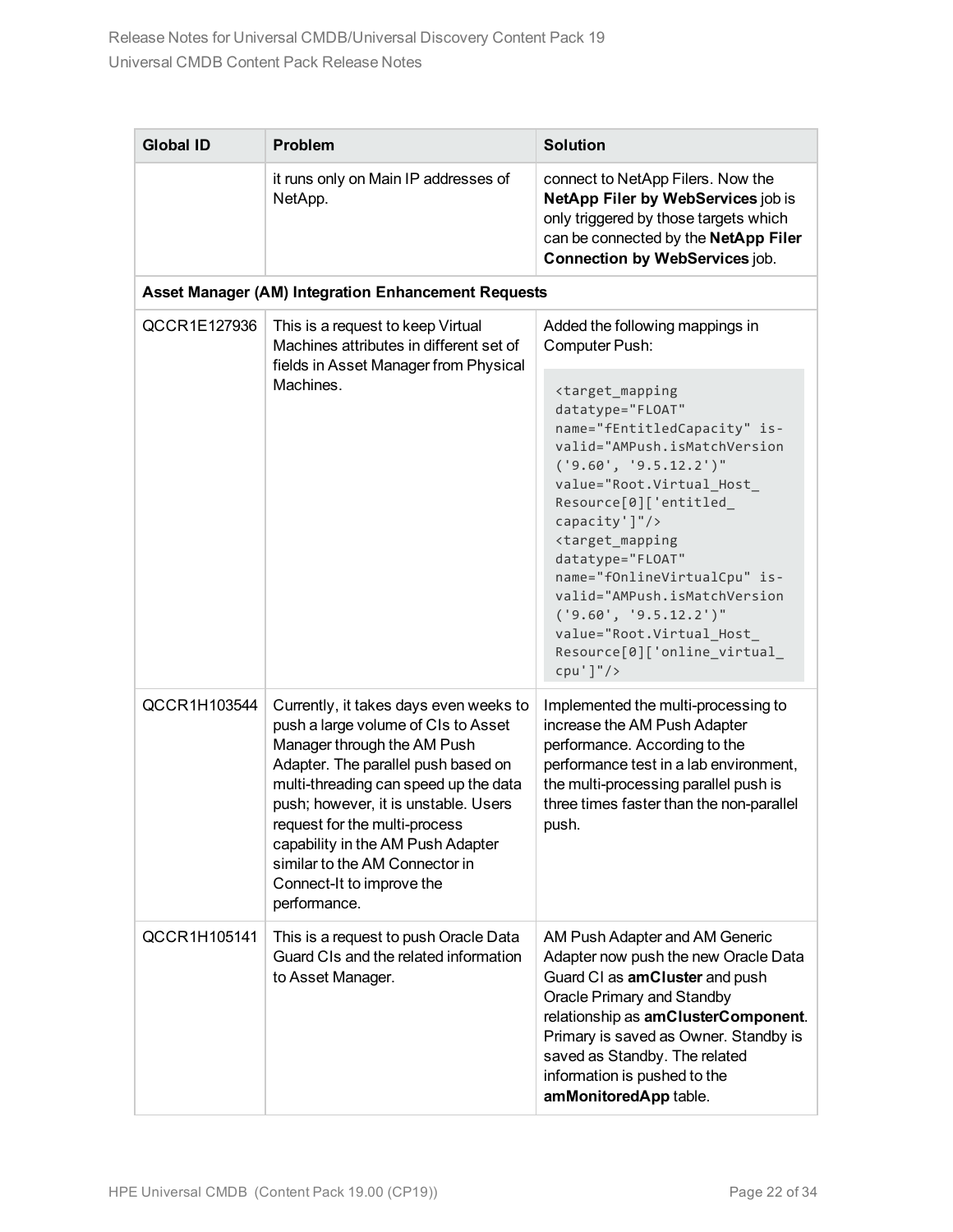| Global ID | Problem | Solution |
|---|---|---|
| | it runs only on Main IP addresses of NetApp. | connect to NetApp Filers. Now the **NetApp Filer by WebServices** job is only triggered by those targets which can be connected by the **NetApp Filer Connection by WebServices** job. |
| **Asset Manager (AM) Integration Enhancement Requests** | | |
| QCCR1E127936 | This is a request to keep Virtual Machines attributes in different set of fields in Asset Manager from Physical Machines. | Added the following mappings in Computer Push: `<target_mapping datatype="FLOAT" name="fEntitledCapacity" isvalid="AMPush.isMatchVersion('9.60', '9.5.12.2')" value="Root.Virtual_Host_Resource[0]['entitled_capacity']"/> <target_mapping datatype="FLOAT" name="fOnlineVirtualCpu" isvalid="AMPush.isMatchVersion('9.60', '9.5.12.2')" value="Root.Virtual_Host_Resource[0]['online_virtual_cpu']"/>` |
| QCCR1H103544 | Currently, it takes days even weeks to push a large volume of CIs to Asset Manager through the AM Push Adapter. The parallel push based on multi-threading can speed up the data push; however, it is unstable. Users request for the multi-process capability in the AM Push Adapter similar to the AM Connector in Connect-It to improve the performance. | Implemented the multi-processing to increase the AM Push Adapter performance. According to the performance test in a lab environment, the multi-processing parallel push is three times faster than the non-parallel push. |
| QCCR1H105141 | This is a request to push Oracle Data Guard CIs and the related information to Asset Manager. | AM Push Adapter and AM Generic Adapter now push the new Oracle Data Guard CI as **amCluster** and push Oracle Primary and Standby relationship as **amClusterComponent**. Primary is saved as Owner. Standby is saved as Standby. The related information is pushed to the **amMonitoredApp** table. |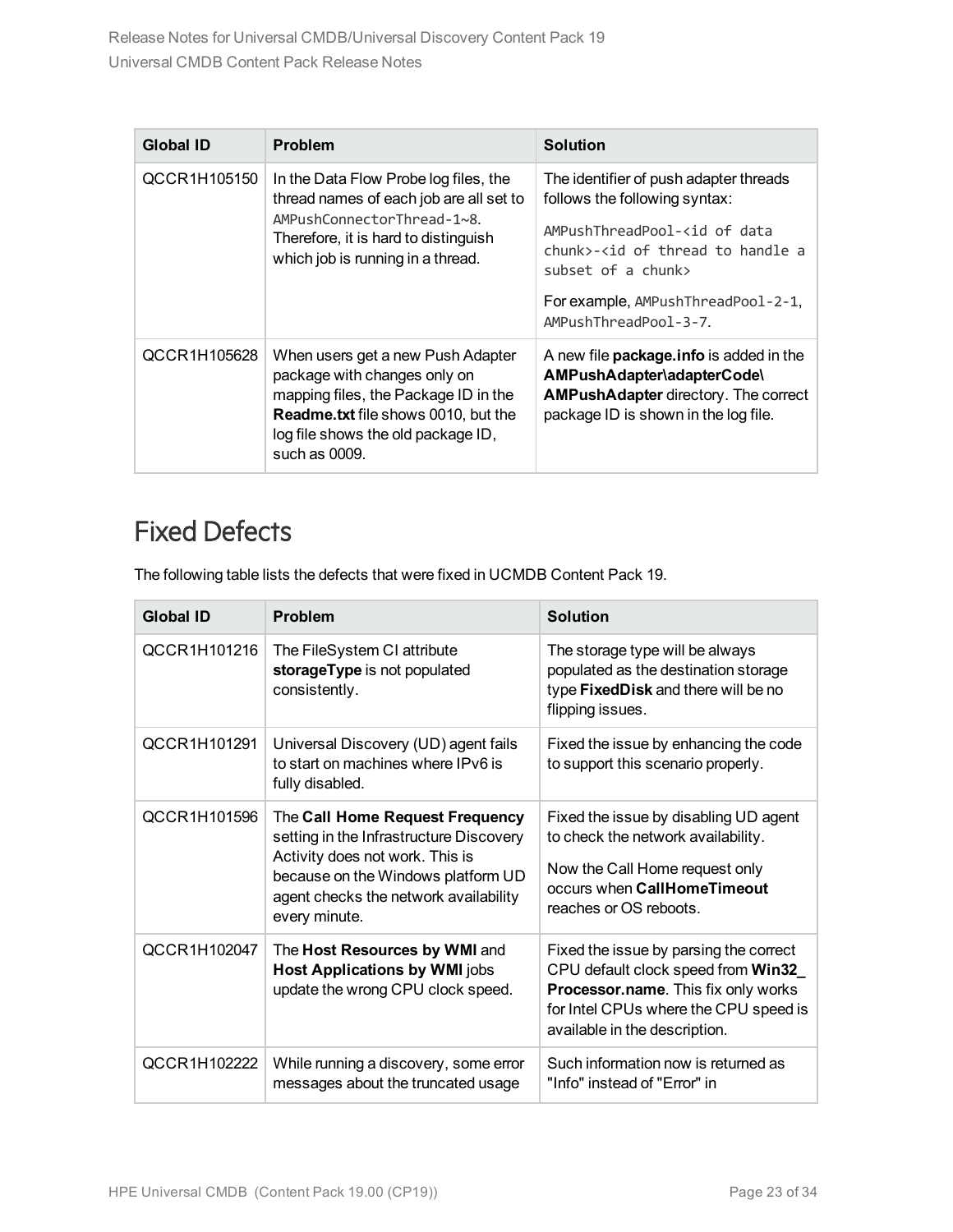| Global ID | Problem | Solution |
| --- | --- | --- |
| QCCR1H105150 | In the Data Flow Probe log files, the thread names of each job are all set to `AMPushConnectorThread-1~8`. Therefore, it is hard to distinguish which job is running in a thread. | The identifier of push adapter threads follows the following syntax: `AMPushThreadPool-<id of data chunk>-<id of thread to handle a subset of a chunk>` For example, `AMPushThreadPool-2-1`, `AMPushThreadPool-3-7`. |
| QCCR1H105628 | When users get a new Push Adapter package with changes only on mapping files, the Package ID in the **Readme.txt** file shows 0010, but the log file shows the old package ID, such as 0009. | A new file **package.info** is added in the **AMPushAdapter\adapterCode\AMPushAdapter** directory. The correct package ID is shown in the log file. |

## Fixed Defects

The following table lists the defects that were fixed in UCMDB Content Pack 19.

| Global ID | Problem | Solution |
| --- | --- | --- |
| QCCR1H101216 | The FileSystem CI attribute **storageType** is not populated consistently. | The storage type will be always populated as the destination storage type **FixedDisk** and there will be no flipping issues. |
| QCCR1H101291 | Universal Discovery (UD) agent fails to start on machines where IPv6 is fully disabled. | Fixed the issue by enhancing the code to support this scenario properly. |
| QCCR1H101596 | The **Call Home Request Frequency** setting in the Infrastructure Discovery Activity does not work. This is because on the Windows platform UD agent checks the network availability every minute. | Fixed the issue by disabling UD agent to check the network availability. Now the Call Home request only occurs when **CallHomeTimeout** reaches or OS reboots. |
| QCCR1H102047 | The **Host Resources by WMI** and **Host Applications by WMI** jobs update the wrong CPU clock speed. | Fixed the issue by parsing the correct CPU default clock speed from **Win32_Processor.name**. This fix only works for Intel CPUs where the CPU speed is available in the description. |
| QCCR1H102222 | While running a discovery, some error messages about the truncated usage | Such information now is returned as "Info" instead of "Error" in |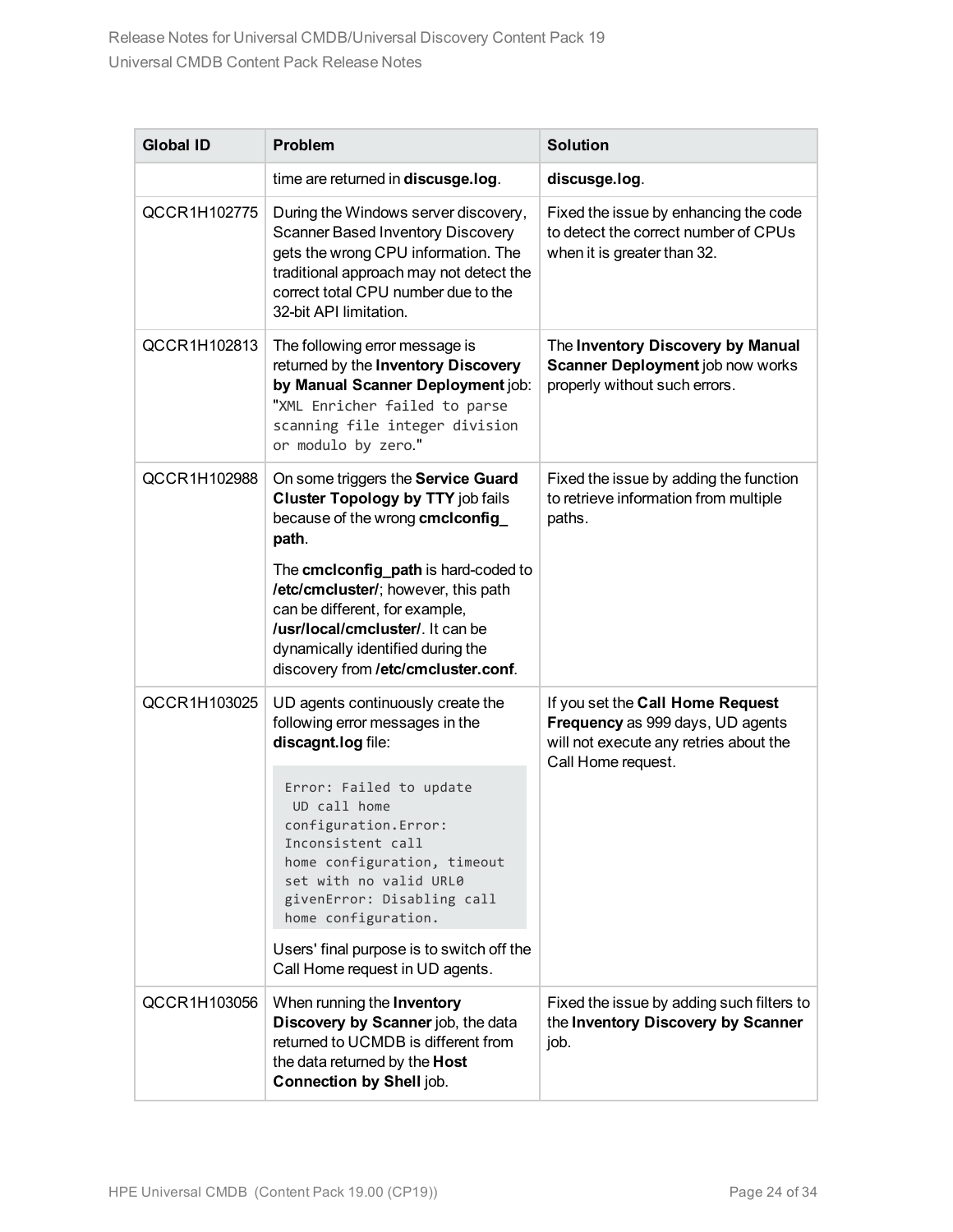| Global ID | Problem | Solution |
| --- | --- | --- |
| | time are returned in **discusge.log**. | **discusge.log**. |
| QCCR1H102775 | During the Windows server discovery, Scanner Based Inventory Discovery gets the wrong CPU information. The traditional approach may not detect the correct total CPU number due to the 32-bit API limitation. | Fixed the issue by enhancing the code to detect the correct number of CPUs when it is greater than 32. |
| QCCR1H102813 | The following error message is returned by the **Inventory Discovery by Manual Scanner Deployment** job: "`XML Enricher failed to parse scanning file integer division or modulo by zero`." | The **Inventory Discovery by Manual Scanner Deployment** job now works properly without such errors. |
| QCCR1H102988 | On some triggers the **Service Guard Cluster Topology by TTY** job fails because of the wrong **cmclconfig_path**.<br><br>The **cmclconfig_path** is hard-coded to **/etc/cmcluster/**; however, this path can be different, for example, **/usr/local/cmcluster/**. It can be dynamically identified during the discovery from **/etc/cmcluster.conf**. | Fixed the issue by adding the function to retrieve information from multiple paths. |
| QCCR1H103025 | UD agents continuously create the following error messages in the **discagnt.log** file:<br><br>`Error: Failed to update UD call home configuration.Error: Inconsistent call home configuration, timeout set with no valid URL0 givenError: Disabling call home configuration.`<br><br>Users' final purpose is to switch off the Call Home request in UD agents. | If you set the **Call Home Request Frequency** as 999 days, UD agents will not execute any retries about the Call Home request. |
| QCCR1H103056 | When running the **Inventory Discovery by Scanner** job, the data returned to UCMDB is different from the data returned by the **Host Connection by Shell** job. | Fixed the issue by adding such filters to the **Inventory Discovery by Scanner** job. |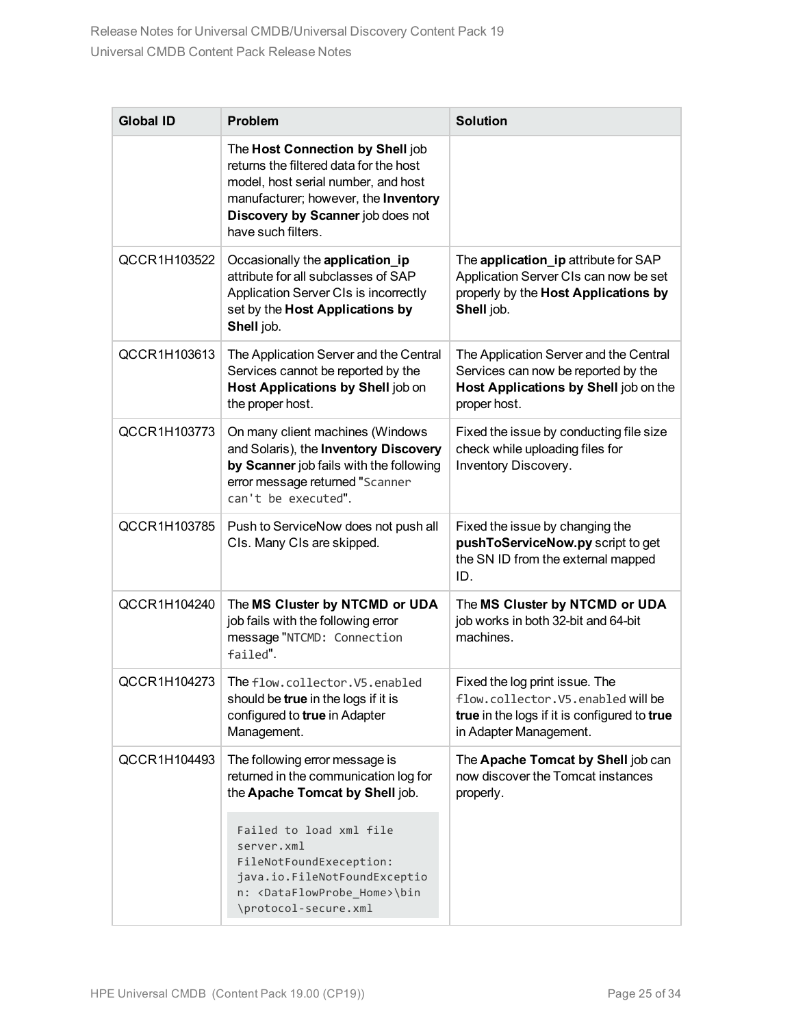| Global ID | Problem | Solution |
|---|---|---|
| | The **Host Connection by Shell** job returns the filtered data for the host model, host serial number, and host manufacturer; however, the **Inventory Discovery by Scanner** job does not have such filters. | |
| QCCR1H103522 | Occasionally the **application_ip** attribute for all subclasses of SAP Application Server CIs is incorrectly set by the **Host Applications by Shell** job. | The **application_ip** attribute for SAP Application Server CIs can now be set properly by the **Host Applications by Shell** job. |
| QCCR1H103613 | The Application Server and the Central Services cannot be reported by the **Host Applications by Shell** job on the proper host. | The Application Server and the Central Services can now be reported by the **Host Applications by Shell** job on the proper host. |
| QCCR1H103773 | On many client machines (Windows and Solaris), the **Inventory Discovery by Scanner** job fails with the following error message returned "`Scanner can't be executed`". | Fixed the issue by conducting file size check while uploading files for Inventory Discovery. |
| QCCR1H103785 | Push to ServiceNow does not push all CIs. Many CIs are skipped. | Fixed the issue by changing the **pushToServiceNow.py** script to get the SN ID from the external mapped ID. |
| QCCR1H104240 | The **MS Cluster by NTCMD or UDA** job fails with the following error message "`NTCMD: Connection failed`". | The **MS Cluster by NTCMD or UDA** job works in both 32-bit and 64-bit machines. |
| QCCR1H104273 | The `flow.collector.V5.enabled` should be **true** in the logs if it is configured to **true** in Adapter Management. | Fixed the log print issue. The `flow.collector.V5.enabled` will be **true** in the logs if it is configured to **true** in Adapter Management. |
| QCCR1H104493 | The following error message is returned in the communication log for the **Apache Tomcat by Shell** job.<br><br>`Failed to load xml file server.xml FileNotFoundExeception: java.io.FileNotFoundException: <DataFlowProbe_Home>\bin \protocol-secure.xml` | The **Apache Tomcat by Shell** job can now discover the Tomcat instances properly. |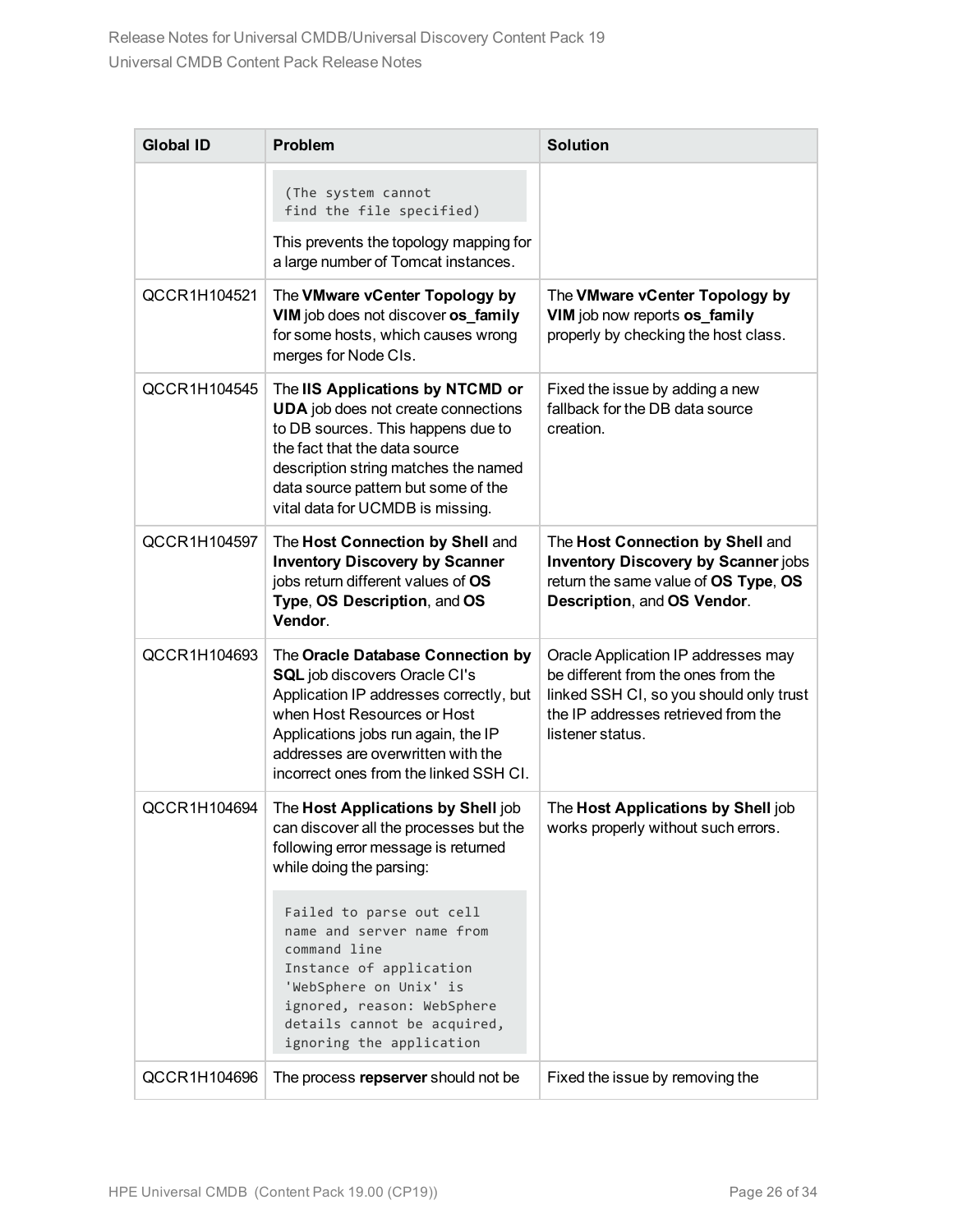| Global ID | Problem | Solution |
|---|---|---|
| | `(The system cannot find the file specified)`<br><br>This prevents the topology mapping for a large number of Tomcat instances. | |
| QCCR1H104521 | The **VMware vCenter Topology by VIM** job does not discover **os_family** for some hosts, which causes wrong merges for Node CIs. | The **VMware vCenter Topology by VIM** job now reports **os_family** properly by checking the host class. |
| QCCR1H104545 | The **IIS Applications by NTCMD or UDA** job does not create connections to DB sources. This happens due to the fact that the data source description string matches the named data source pattern but some of the vital data for UCMDB is missing. | Fixed the issue by adding a new fallback for the DB data source creation. |
| QCCR1H104597 | The **Host Connection by Shell** and **Inventory Discovery by Scanner** jobs return different values of **OS Type**, **OS Description**, and **OS Vendor**. | The **Host Connection by Shell** and **Inventory Discovery by Scanner** jobs return the same value of **OS Type**, **OS Description**, and **OS Vendor**. |
| QCCR1H104693 | The **Oracle Database Connection by SQL** job discovers Oracle CI's Application IP addresses correctly, but when Host Resources or Host Applications jobs run again, the IP addresses are overwritten with the incorrect ones from the linked SSH CI. | Oracle Application IP addresses may be different from the ones from the linked SSH CI, so you should only trust the IP addresses retrieved from the listener status. |
| QCCR1H104694 | The **Host Applications by Shell** job can discover all the processes but the following error message is returned while doing the parsing:<br><br>`Failed to parse out cell name and server name from command line Instance of application 'WebSphere on Unix' is ignored, reason: WebSphere details cannot be acquired, ignoring the application` | The **Host Applications by Shell** job works properly without such errors. |
| QCCR1H104696 | The process **repserver** should not be | Fixed the issue by removing the |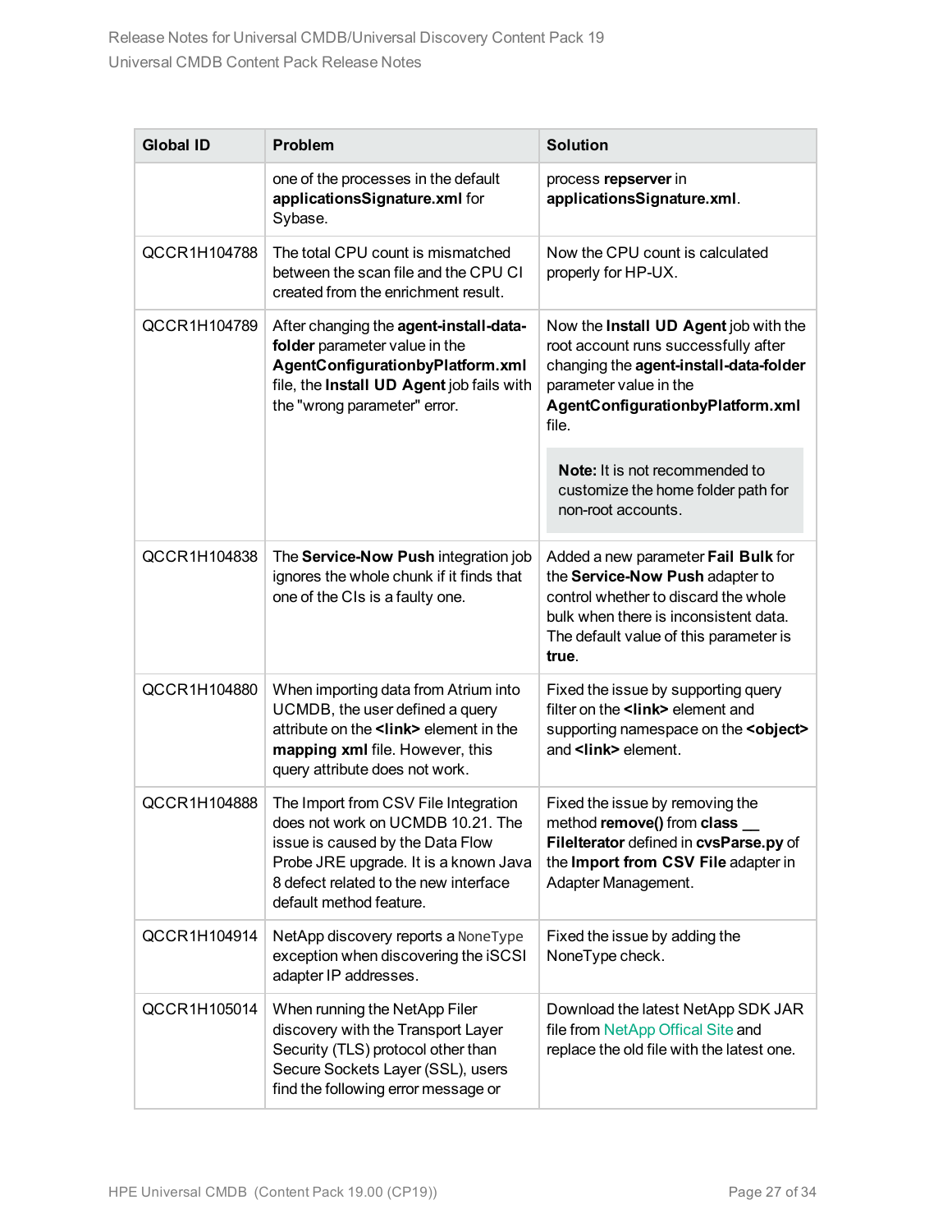| Global ID | Problem | Solution |
|---|---|---|
| | one of the processes in the default **applicationsSignature.xml** for Sybase. | process **repserver** in **applicationsSignature.xml**. |
| QCCR1H104788 | The total CPU count is mismatched between the scan file and the CPU CI created from the enrichment result. | Now the CPU count is calculated properly for HP-UX. |
| QCCR1H104789 | After changing the **agent-install-data-folder** parameter value in the **AgentConfigurationbyPlatform.xml** file, the **Install UD Agent** job fails with the "wrong parameter" error. | Now the **Install UD Agent** job with the root account runs successfully after changing the **agent-install-data-folder** parameter value in the **AgentConfigurationbyPlatform.xml** file.<br><br>**Note:** It is not recommended to customize the home folder path for non-root accounts. |
| QCCR1H104838 | The **Service-Now Push** integration job ignores the whole chunk if it finds that one of the CIs is a faulty one. | Added a new parameter **Fail Bulk** for the **Service-Now Push** adapter to control whether to discard the whole bulk when there is inconsistent data. The default value of this parameter is **true**. |
| QCCR1H104880 | When importing data from Atrium into UCMDB, the user defined a query attribute on the **<link>** element in the **mapping xml** file. However, this query attribute does not work. | Fixed the issue by supporting query filter on the **<link>** element and supporting namespace on the **<object>** and **<link>** element. |
| QCCR1H104888 | The Import from CSV File Integration does not work on UCMDB 10.21. The issue is caused by the Data Flow Probe JRE upgrade. It is a known Java 8 defect related to the new interface default method feature. | Fixed the issue by removing the method **remove()** from **class __ FileIterator** defined in **cvsParse.py** of the **Import from CSV File** adapter in Adapter Management. |
| QCCR1H104914 | NetApp discovery reports a `NoneType` exception when discovering the iSCSI adapter IP addresses. | Fixed the issue by adding the NoneType check. |
| QCCR1H105014 | When running the NetApp Filer discovery with the Transport Layer Security (TLS) protocol other than Secure Sockets Layer (SSL), users find the following error message or | Download the latest NetApp SDK JAR file from NetApp Offical Site and replace the old file with the latest one. |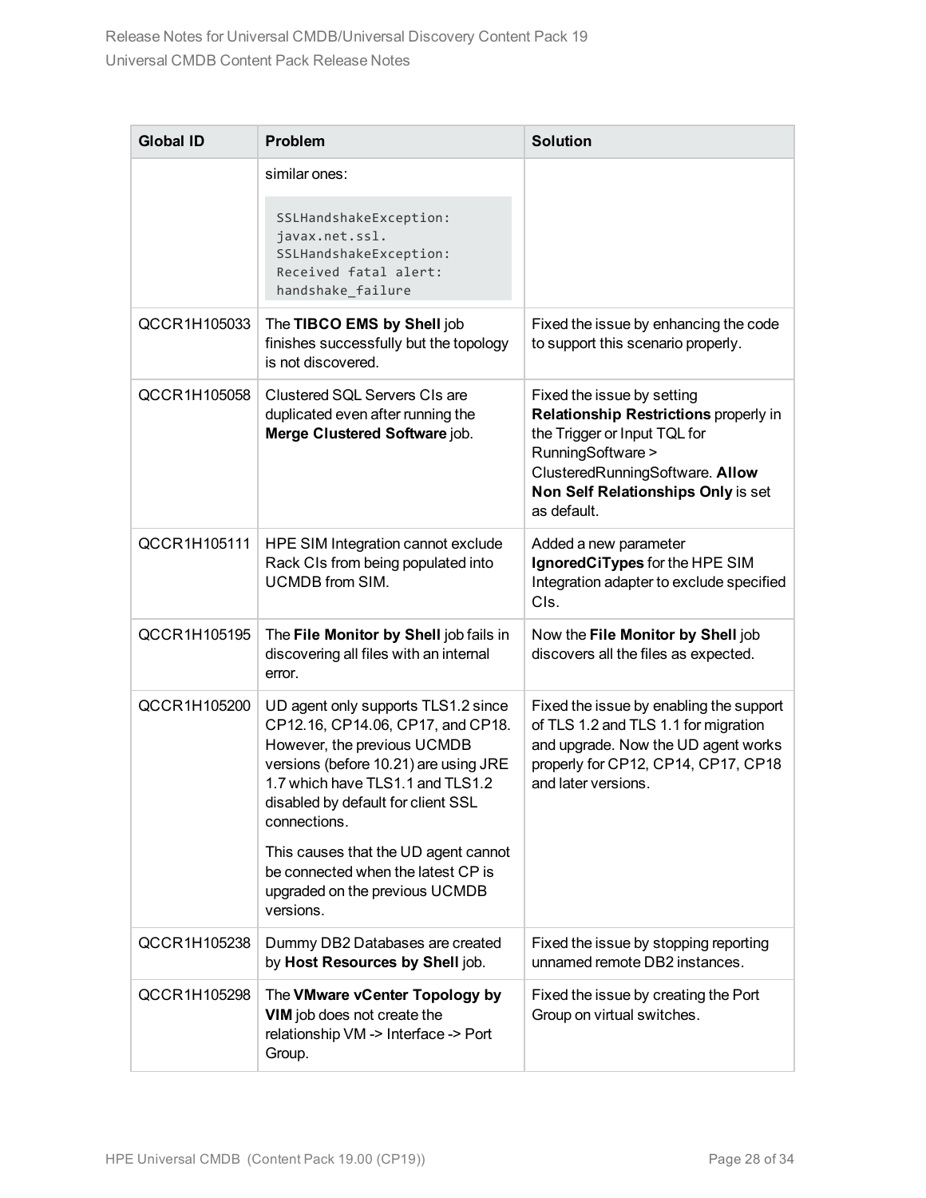| Global ID | Problem | Solution |
|---|---|---|
| | similar ones: `SSLHandshakeException: javax.net.ssl. SSLHandshakeException: Received fatal alert: handshake_failure` | |
| QCCR1H105033 | The **TIBCO EMS by Shell** job finishes successfully but the topology is not discovered. | Fixed the issue by enhancing the code to support this scenario properly. |
| QCCR1H105058 | Clustered SQL Servers CIs are duplicated even after running the **Merge Clustered Software** job. | Fixed the issue by setting **Relationship Restrictions** properly in the Trigger or Input TQL for RunningSoftware > ClusteredRunningSoftware. **Allow Non Self Relationships Only** is set as default. |
| QCCR1H105111 | HPE SIM Integration cannot exclude Rack CIs from being populated into UCMDB from SIM. | Added a new parameter **IgnoredCiTypes** for the HPE SIM Integration adapter to exclude specified CIs. |
| QCCR1H105195 | The **File Monitor by Shell** job fails in discovering all files with an internal error. | Now the **File Monitor by Shell** job discovers all the files as expected. |
| QCCR1H105200 | UD agent only supports TLS1.2 since CP12.16, CP14.06, CP17, and CP18. However, the previous UCMDB versions (before 10.21) are using JRE 1.7 which have TLS1.1 and TLS1.2 disabled by default for client SSL connections.<br><br>This causes that the UD agent cannot be connected when the latest CP is upgraded on the previous UCMDB versions. | Fixed the issue by enabling the support of TLS 1.2 and TLS 1.1 for migration and upgrade. Now the UD agent works properly for CP12, CP14, CP17, CP18 and later versions. |
| QCCR1H105238 | Dummy DB2 Databases are created by **Host Resources by Shell** job. | Fixed the issue by stopping reporting unnamed remote DB2 instances. |
| QCCR1H105298 | The **VMware vCenter Topology by VIM** job does not create the relationship VM -> Interface -> Port Group. | Fixed the issue by creating the Port Group on virtual switches. |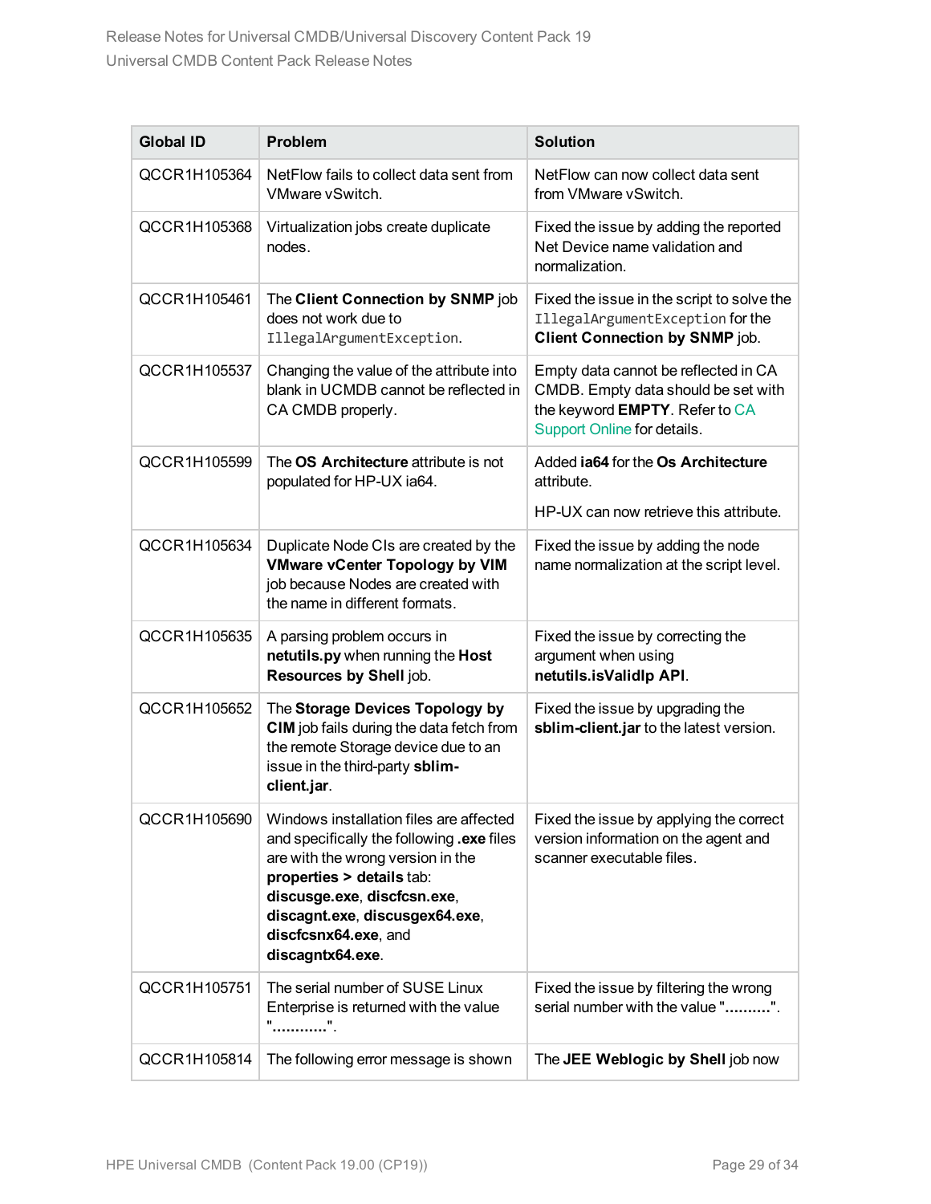| Global ID | Problem | Solution |
|---|---|---|
| QCCR1H105364 | NetFlow fails to collect data sent from VMware vSwitch. | NetFlow can now collect data sent from VMware vSwitch. |
| QCCR1H105368 | Virtualization jobs create duplicate nodes. | Fixed the issue by adding the reported Net Device name validation and normalization. |
| QCCR1H105461 | The **Client Connection by SNMP** job does not work due to `IllegalArgumentException`. | Fixed the issue in the script to solve the `IllegalArgumentException` for the **Client Connection by SNMP** job. |
| QCCR1H105537 | Changing the value of the attribute into blank in UCMDB cannot be reflected in CA CMDB properly. | Empty data cannot be reflected in CA CMDB. Empty data should be set with the keyword **EMPTY**. Refer to CA Support Online for details. |
| QCCR1H105599 | The **OS Architecture** attribute is not populated for HP-UX ia64. | Added **ia64** for the **Os Architecture** attribute.<br><br>HP-UX can now retrieve this attribute. |
| QCCR1H105634 | Duplicate Node CIs are created by the **VMware vCenter Topology by VIM** job because Nodes are created with the name in different formats. | Fixed the issue by adding the node name normalization at the script level. |
| QCCR1H105635 | A parsing problem occurs in **netutils.py** when running the **Host Resources by Shell** job. | Fixed the issue by correcting the argument when using **netutils.isValidIp API**. |
| QCCR1H105652 | The **Storage Devices Topology by CIM** job fails during the data fetch from the remote Storage device due to an issue in the third-party **sblim-client.jar**. | Fixed the issue by upgrading the **sblim-client.jar** to the latest version. |
| QCCR1H105690 | Windows installation files are affected and specifically the following **.exe** files are with the wrong version in the **properties > details** tab: **discusge.exe**, **discfcsn.exe**, **discagnt.exe**, **discusgex64.exe**, **discfcsnx64.exe**, and **discagntx64.exe**. | Fixed the issue by applying the correct version information on the agent and scanner executable files. |
| QCCR1H105751 | The serial number of SUSE Linux Enterprise is returned with the value "**...........**". | Fixed the issue by filtering the wrong serial number with the value "**..........**". |
| QCCR1H105814 | The following error message is shown | The **JEE Weblogic by Shell** job now |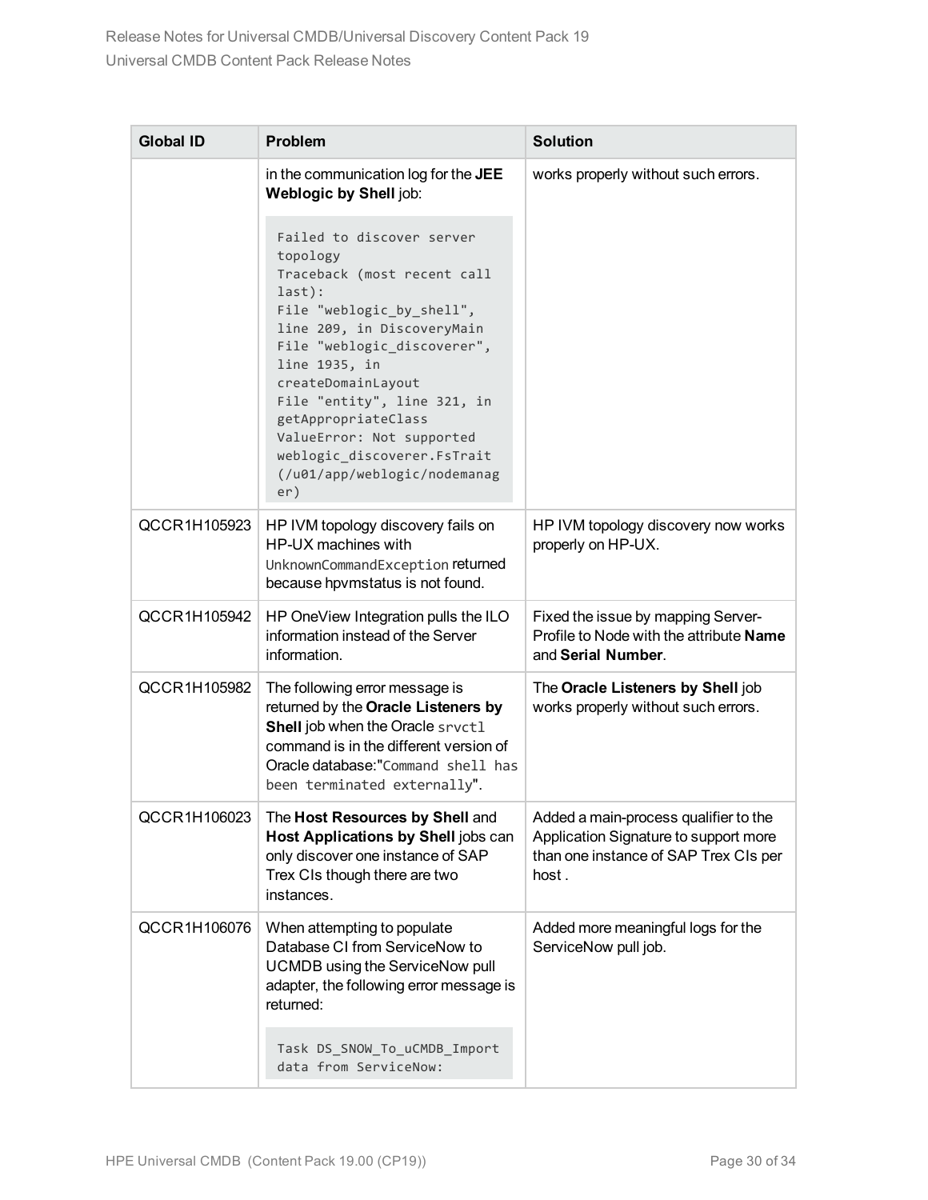| Global ID | Problem | Solution |
|---|---|---|
| | in the communication log for the **JEE Weblogic by Shell** job:<br><br>`Failed to discover server topology Traceback (most recent call last): File "weblogic_by_shell", line 209, in DiscoveryMain File "weblogic_discoverer", line 1935, in createDomainLayout File "entity", line 321, in getAppropriateClass ValueError: Not supported weblogic_discoverer.FsTrait (/u01/app/weblogic/nodemanager)` | works properly without such errors. |
| QCCR1H105923 | HP IVM topology discovery fails on HP-UX machines with `UnknownCommandException` returned because hpvmstatus is not found. | HP IVM topology discovery now works properly on HP-UX. |
| QCCR1H105942 | HP OneView Integration pulls the ILO information instead of the Server information. | Fixed the issue by mapping Server-Profile to Node with the attribute **Name** and **Serial Number**. |
| QCCR1H105982 | The following error message is returned by the **Oracle Listeners by Shell** job when the Oracle `srvctl` command is in the different version of Oracle database:"`Command shell has been terminated externally`". | The **Oracle Listeners by Shell** job works properly without such errors. |
| QCCR1H106023 | The **Host Resources by Shell** and **Host Applications by Shell** jobs can only discover one instance of SAP Trex CIs though there are two instances. | Added a main-process qualifier to the Application Signature to support more than one instance of SAP Trex CIs per host . |
| QCCR1H106076 | When attempting to populate Database CI from ServiceNow to UCMDB using the ServiceNow pull adapter, the following error message is returned:<br><br>`Task DS_SNOW_To_uCMDB_Import data from ServiceNow:` | Added more meaningful logs for the ServiceNow pull job. |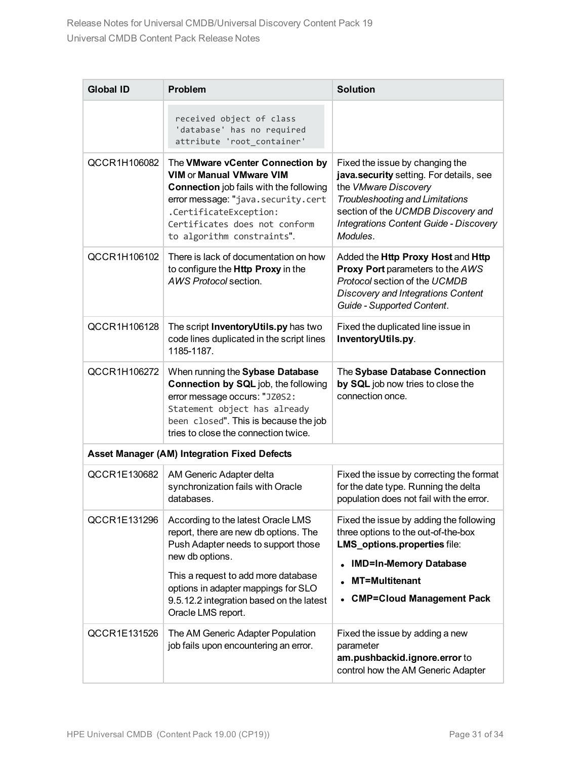| Global ID | Problem | Solution |
|---|---|---|
| | `received object of class 'database' has no required attribute 'root_container'` | |
| QCCR1H106082 | The **VMware vCenter Connection by VIM** or **Manual VMware VIM Connection** job fails with the following error message: "`java.security.cert.CertificateException: Certificates does not conform to algorithm constraints`". | Fixed the issue by changing the **java.security** setting. For details, see the *VMware Discovery Troubleshooting and Limitations* section of the *UCMDB Discovery and Integrations Content Guide - Discovery Modules*. |
| QCCR1H106102 | There is lack of documentation on how to configure the **Http Proxy** in the *AWS Protocol* section. | Added the **Http Proxy Host** and **Http Proxy Port** parameters to the *AWS Protocol* section of the *UCMDB Discovery and Integrations Content Guide - Supported Content*. |
| QCCR1H106128 | The script **InventoryUtils.py** has two code lines duplicated in the script lines 1185-1187. | Fixed the duplicated line issue in **InventoryUtils.py**. |
| QCCR1H106272 | When running the **Sybase Database Connection by SQL** job, the following error message occurs: "`JZ0S2: Statement object has already been closed`". This is because the job tries to close the connection twice. | The **Sybase Database Connection by SQL** job now tries to close the connection once. |
| **Asset Manager (AM) Integration Fixed Defects** | | |
| QCCR1E130682 | AM Generic Adapter delta synchronization fails with Oracle databases. | Fixed the issue by correcting the format for the date type. Running the delta population does not fail with the error. |
| QCCR1E131296 | According to the latest Oracle LMS report, there are new db options. The Push Adapter needs to support those new db options.<br><br>This a request to add more database options in adapter mappings for SLO 9.5.12.2 integration based on the latest Oracle LMS report. | Fixed the issue by adding the following three options to the out-of-the-box **LMS_options.properties** file:<br>• **IMD=In-Memory Database**<br>• **MT=Multitenant**<br>• **CMP=Cloud Management Pack** |
| QCCR1E131526 | The AM Generic Adapter Population job fails upon encountering an error. | Fixed the issue by adding a new parameter **am.pushbackid.ignore.error** to control how the AM Generic Adapter |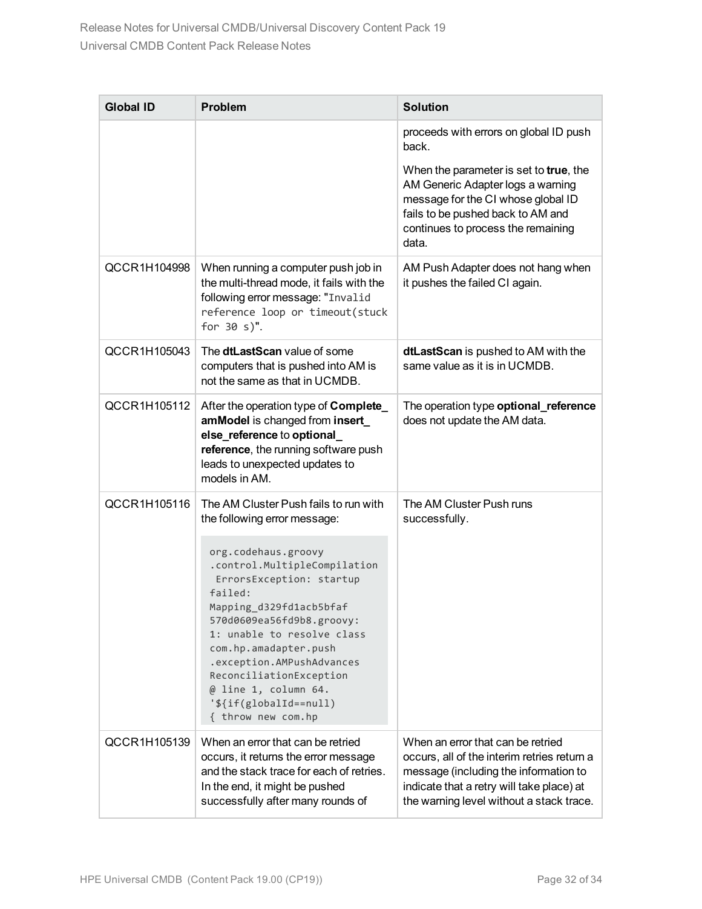| Global ID | Problem | Solution |
| --- | --- | --- |
| | | proceeds with errors on global ID push back.<br><br>When the parameter is set to **true**, the AM Generic Adapter logs a warning message for the CI whose global ID fails to be pushed back to AM and continues to process the remaining data. |
| QCCR1H104998 | When running a computer push job in the multi-thread mode, it fails with the following error message: "`Invalid reference loop or timeout(stuck for 30 s)`". | AM Push Adapter does not hang when it pushes the failed CI again. |
| QCCR1H105043 | The **dtLastScan** value of some computers that is pushed into AM is not the same as that in UCMDB. | **dtLastScan** is pushed to AM with the same value as it is in UCMDB. |
| QCCR1H105112 | After the operation type of **Complete_amModel** is changed from **insert_else_reference** to **optional_reference**, the running software push leads to unexpected updates to models in AM. | The operation type **optional_reference** does not update the AM data. |
| QCCR1H105116 | The AM Cluster Push fails to run with the following error message:<br><br>`org.codehaus.groovy.control.MultipleCompilationErrorsException: startup failed: Mapping_d329fd1acb5bfaf570d0609ea56fd9b8.groovy: 1: unable to resolve class com.hp.amadapter.push.exception.AMPushAdvancesReconciliationException @ line 1, column 64. '${if(globalId==null) { throw new com.hp` | The AM Cluster Push runs successfully. |
| QCCR1H105139 | When an error that can be retried occurs, it returns the error message and the stack trace for each of retries. In the end, it might be pushed successfully after many rounds of | When an error that can be retried occurs, all of the interim retries return a message (including the information to indicate that a retry will take place) at the warning level without a stack trace. |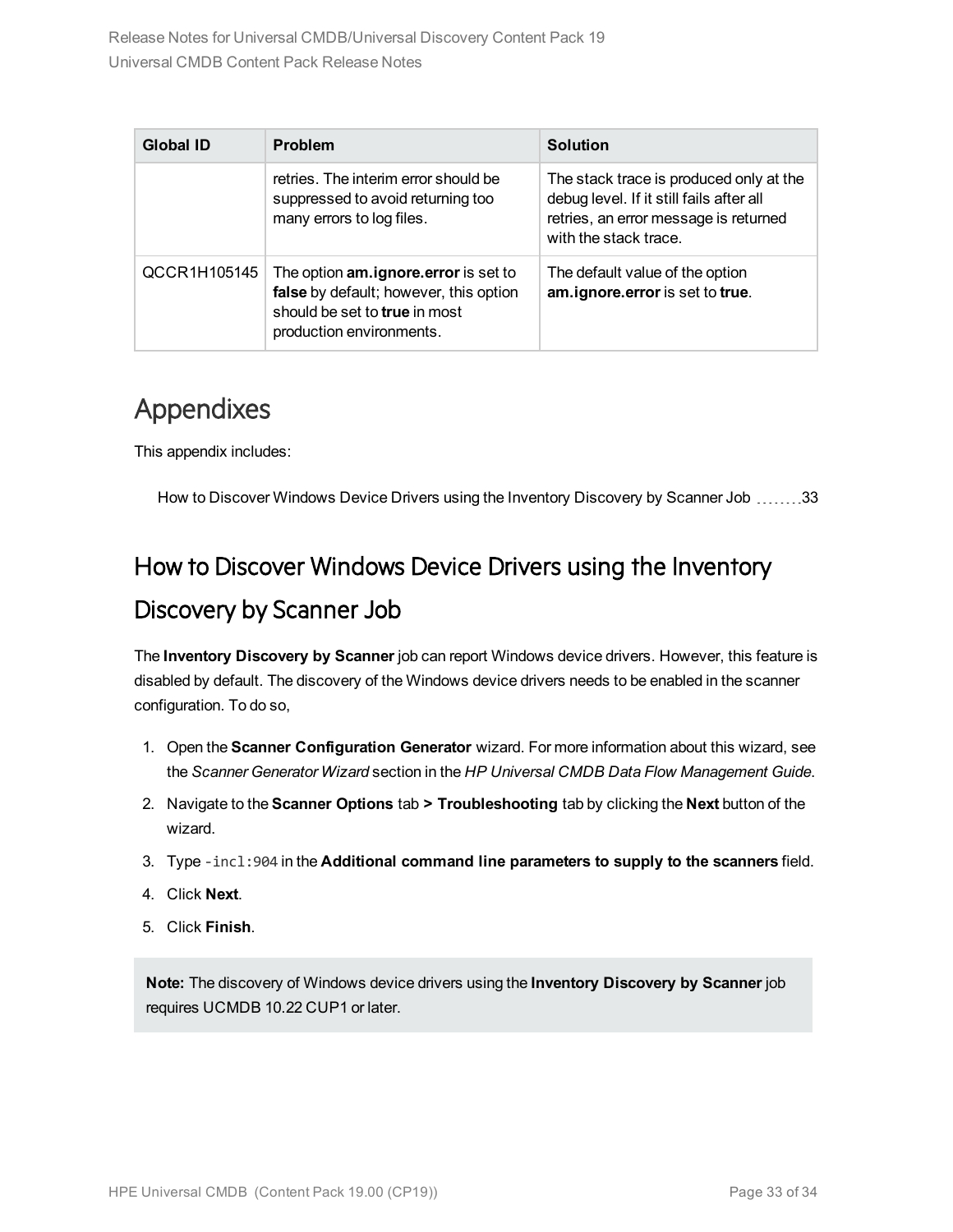| Global ID | Problem | Solution |
| --- | --- | --- |
| | retries. The interim error should be suppressed to avoid returning too many errors to log files. | The stack trace is produced only at the debug level. If it still fails after all retries, an error message is returned with the stack trace. |
| QCCR1H105145 | The option **am.ignore.error** is set to **false** by default; however, this option should be set to **true** in most production environments. | The default value of the option **am.ignore.error** is set to **true**. |

# Appendixes

This appendix includes:

How to Discover Windows Device Drivers using the Inventory Discovery by Scanner Job 33

## How to Discover Windows Device Drivers using the Inventory Discovery by Scanner Job

The **Inventory Discovery by Scanner** job can report Windows device drivers. However, this feature is disabled by default. The discovery of the Windows device drivers needs to be enabled in the scanner configuration. To do so,

1. Open the **Scanner Configuration Generator** wizard. For more information about this wizard, see the *Scanner Generator Wizard* section in the *HP Universal CMDB Data Flow Management Guide*.
2. Navigate to the **Scanner Options** tab **> Troubleshooting** tab by clicking the **Next** button of the wizard.
3. Type `-incl:904` in the **Additional command line parameters to supply to the scanners** field.
4. Click **Next**.
5. Click **Finish**.

**Note:** The discovery of Windows device drivers using the **Inventory Discovery by Scanner** job requires UCMDB 10.22 CUP1 or later.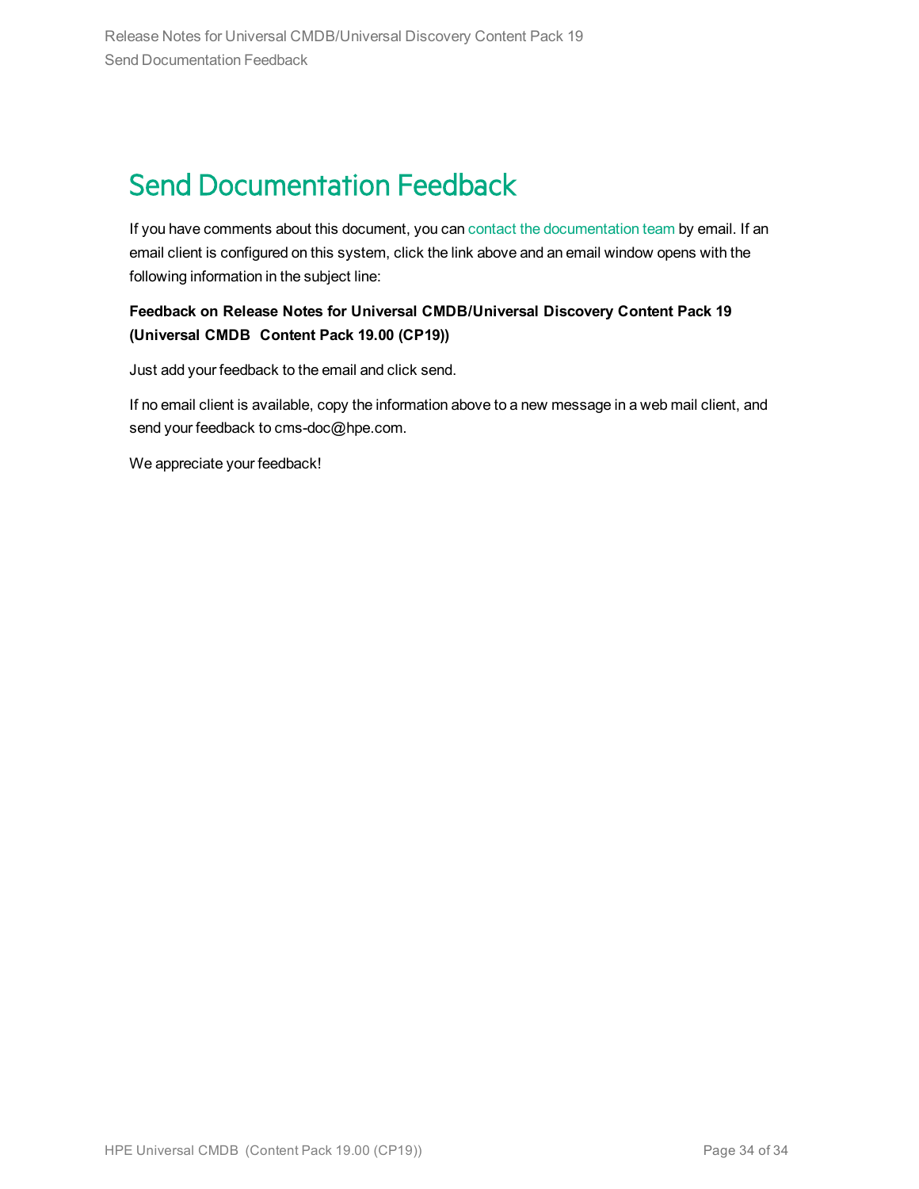# Send Documentation Feedback

If you have comments about this document, you can contact the documentation team by email. If an email client is configured on this system, click the link above and an email window opens with the following information in the subject line:

**Feedback on Release Notes for Universal CMDB/Universal Discovery Content Pack 19 (Universal CMDB Content Pack 19.00 (CP19))**

Just add your feedback to the email and click send.

If no email client is available, copy the information above to a new message in a web mail client, and send your feedback to cms-doc@hpe.com.

We appreciate your feedback!